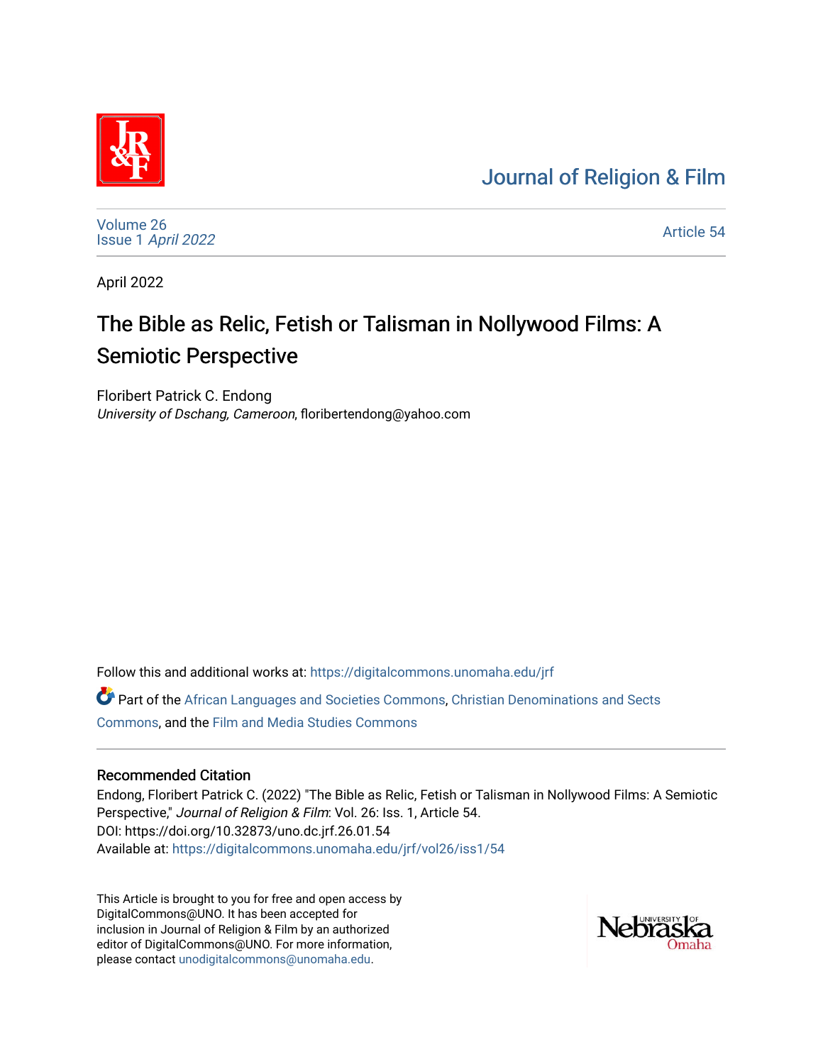Journal of Religion & Film

Volume 26
Issue 1 *April 2022*

Article 54

April 2022

# The Bible as Relic, Fetish or Talisman in Nollywood Films: A Semiotic Perspective

Floribert Patrick C. Endong
*University of Dschang, Cameroon*, floribertendong@yahoo.com

Follow this and additional works at: https://digitalcommons.unomaha.edu/jrf

Part of the African Languages and Societies Commons, Christian Denominations and Sects Commons, and the Film and Media Studies Commons

## Recommended Citation

Endong, Floribert Patrick C. (2022) "The Bible as Relic, Fetish or Talisman in Nollywood Films: A Semiotic Perspective," *Journal of Religion & Film*: Vol. 26: Iss. 1, Article 54.
DOI: https://doi.org/10.32873/uno.dc.jrf.26.01.54
Available at: https://digitalcommons.unomaha.edu/jrf/vol26/iss1/54

This Article is brought to you for free and open access by DigitalCommons@UNO. It has been accepted for inclusion in Journal of Religion & Film by an authorized editor of DigitalCommons@UNO. For more information, please contact unodigitalcommons@unomaha.edu.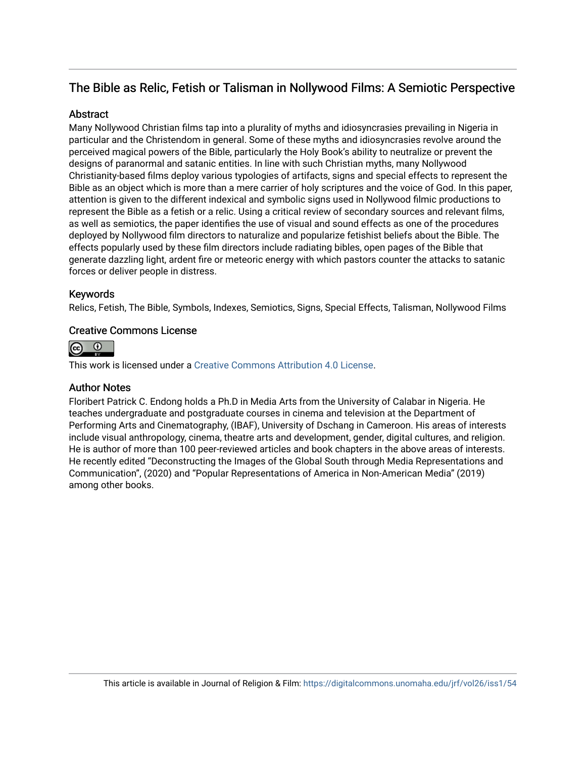## The Bible as Relic, Fetish or Talisman in Nollywood Films: A Semiotic Perspective

### Abstract

Many Nollywood Christian films tap into a plurality of myths and idiosyncrasies prevailing in Nigeria in particular and the Christendom in general. Some of these myths and idiosyncrasies revolve around the perceived magical powers of the Bible, particularly the Holy Book's ability to neutralize or prevent the designs of paranormal and satanic entities. In line with such Christian myths, many Nollywood Christianity-based films deploy various typologies of artifacts, signs and special effects to represent the Bible as an object which is more than a mere carrier of holy scriptures and the voice of God. In this paper, attention is given to the different indexical and symbolic signs used in Nollywood filmic productions to represent the Bible as a fetish or a relic. Using a critical review of secondary sources and relevant films, as well as semiotics, the paper identifies the use of visual and sound effects as one of the procedures deployed by Nollywood film directors to naturalize and popularize fetishist beliefs about the Bible. The effects popularly used by these film directors include radiating bibles, open pages of the Bible that generate dazzling light, ardent fire or meteoric energy with which pastors counter the attacks to satanic forces or deliver people in distress.

### Keywords

Relics, Fetish, The Bible, Symbols, Indexes, Semiotics, Signs, Special Effects, Talisman, Nollywood Films

### Creative Commons License

This work is licensed under a Creative Commons Attribution 4.0 License.

### Author Notes

Floribert Patrick C. Endong holds a Ph.D in Media Arts from the University of Calabar in Nigeria. He teaches undergraduate and postgraduate courses in cinema and television at the Department of Performing Arts and Cinematography, (IBAF), University of Dschang in Cameroon. His areas of interests include visual anthropology, cinema, theatre arts and development, gender, digital cultures, and religion. He is author of more than 100 peer-reviewed articles and book chapters in the above areas of interests. He recently edited "Deconstructing the Images of the Global South through Media Representations and Communication", (2020) and "Popular Representations of America in Non-American Media" (2019) among other books.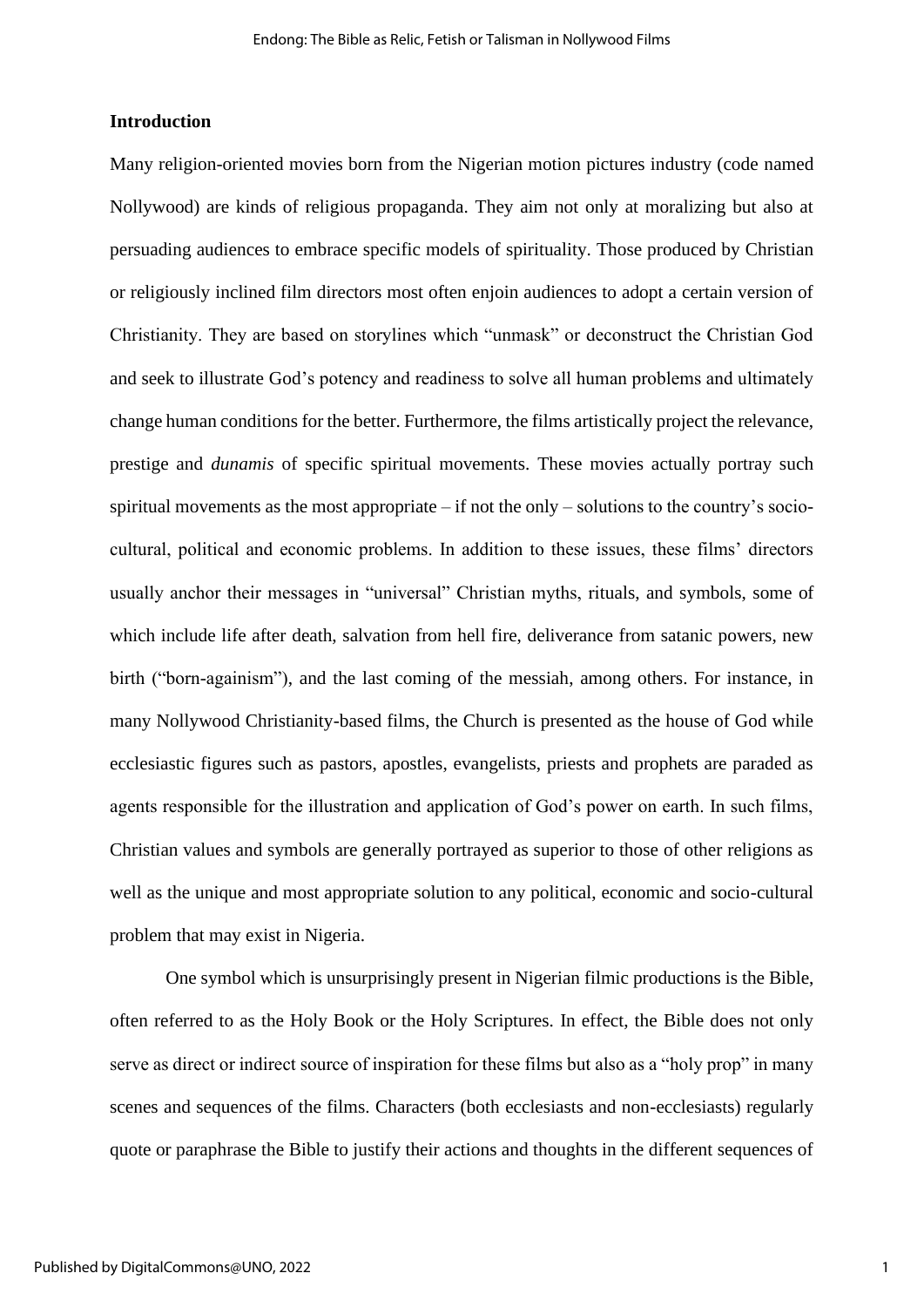## Introduction

Many religion-oriented movies born from the Nigerian motion pictures industry (code named Nollywood) are kinds of religious propaganda. They aim not only at moralizing but also at persuading audiences to embrace specific models of spirituality. Those produced by Christian or religiously inclined film directors most often enjoin audiences to adopt a certain version of Christianity. They are based on storylines which "unmask" or deconstruct the Christian God and seek to illustrate God's potency and readiness to solve all human problems and ultimately change human conditions for the better. Furthermore, the films artistically project the relevance, prestige and *dunamis* of specific spiritual movements. These movies actually portray such spiritual movements as the most appropriate – if not the only – solutions to the country's socio-cultural, political and economic problems. In addition to these issues, these films' directors usually anchor their messages in "universal" Christian myths, rituals, and symbols, some of which include life after death, salvation from hell fire, deliverance from satanic powers, new birth ("born-againism"), and the last coming of the messiah, among others. For instance, in many Nollywood Christianity-based films, the Church is presented as the house of God while ecclesiastic figures such as pastors, apostles, evangelists, priests and prophets are paraded as agents responsible for the illustration and application of God's power on earth. In such films, Christian values and symbols are generally portrayed as superior to those of other religions as well as the unique and most appropriate solution to any political, economic and socio-cultural problem that may exist in Nigeria.

One symbol which is unsurprisingly present in Nigerian filmic productions is the Bible, often referred to as the Holy Book or the Holy Scriptures. In effect, the Bible does not only serve as direct or indirect source of inspiration for these films but also as a "holy prop" in many scenes and sequences of the films. Characters (both ecclesiasts and non-ecclesiasts) regularly quote or paraphrase the Bible to justify their actions and thoughts in the different sequences of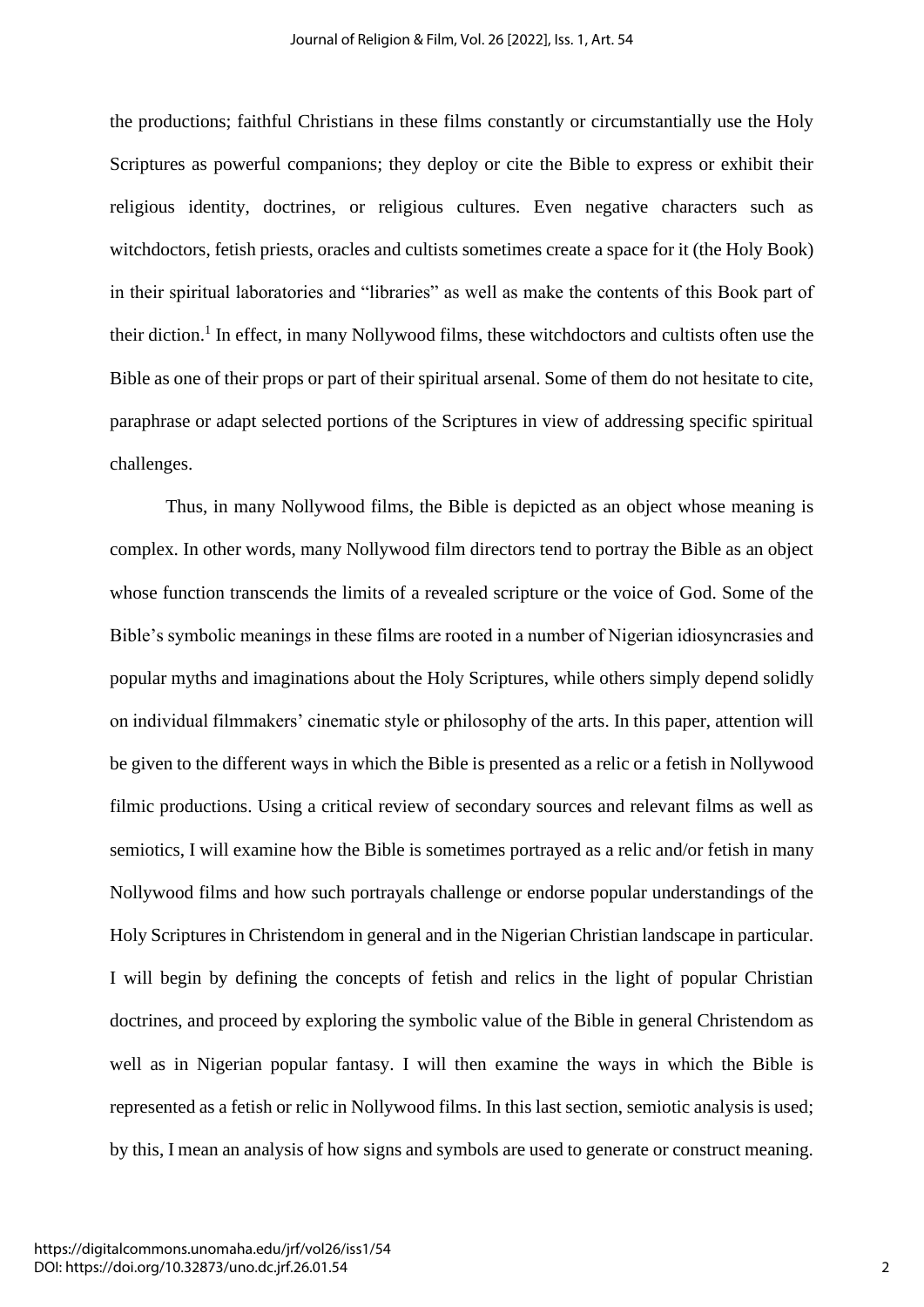the productions; faithful Christians in these films constantly or circumstantially use the Holy Scriptures as powerful companions; they deploy or cite the Bible to express or exhibit their religious identity, doctrines, or religious cultures. Even negative characters such as witchdoctors, fetish priests, oracles and cultists sometimes create a space for it (the Holy Book) in their spiritual laboratories and "libraries" as well as make the contents of this Book part of their diction.[1] In effect, in many Nollywood films, these witchdoctors and cultists often use the Bible as one of their props or part of their spiritual arsenal. Some of them do not hesitate to cite, paraphrase or adapt selected portions of the Scriptures in view of addressing specific spiritual challenges.

Thus, in many Nollywood films, the Bible is depicted as an object whose meaning is complex. In other words, many Nollywood film directors tend to portray the Bible as an object whose function transcends the limits of a revealed scripture or the voice of God. Some of the Bible's symbolic meanings in these films are rooted in a number of Nigerian idiosyncrasies and popular myths and imaginations about the Holy Scriptures, while others simply depend solidly on individual filmmakers' cinematic style or philosophy of the arts. In this paper, attention will be given to the different ways in which the Bible is presented as a relic or a fetish in Nollywood filmic productions. Using a critical review of secondary sources and relevant films as well as semiotics, I will examine how the Bible is sometimes portrayed as a relic and/or fetish in many Nollywood films and how such portrayals challenge or endorse popular understandings of the Holy Scriptures in Christendom in general and in the Nigerian Christian landscape in particular. I will begin by defining the concepts of fetish and relics in the light of popular Christian doctrines, and proceed by exploring the symbolic value of the Bible in general Christendom as well as in Nigerian popular fantasy. I will then examine the ways in which the Bible is represented as a fetish or relic in Nollywood films. In this last section, semiotic analysis is used; by this, I mean an analysis of how signs and symbols are used to generate or construct meaning.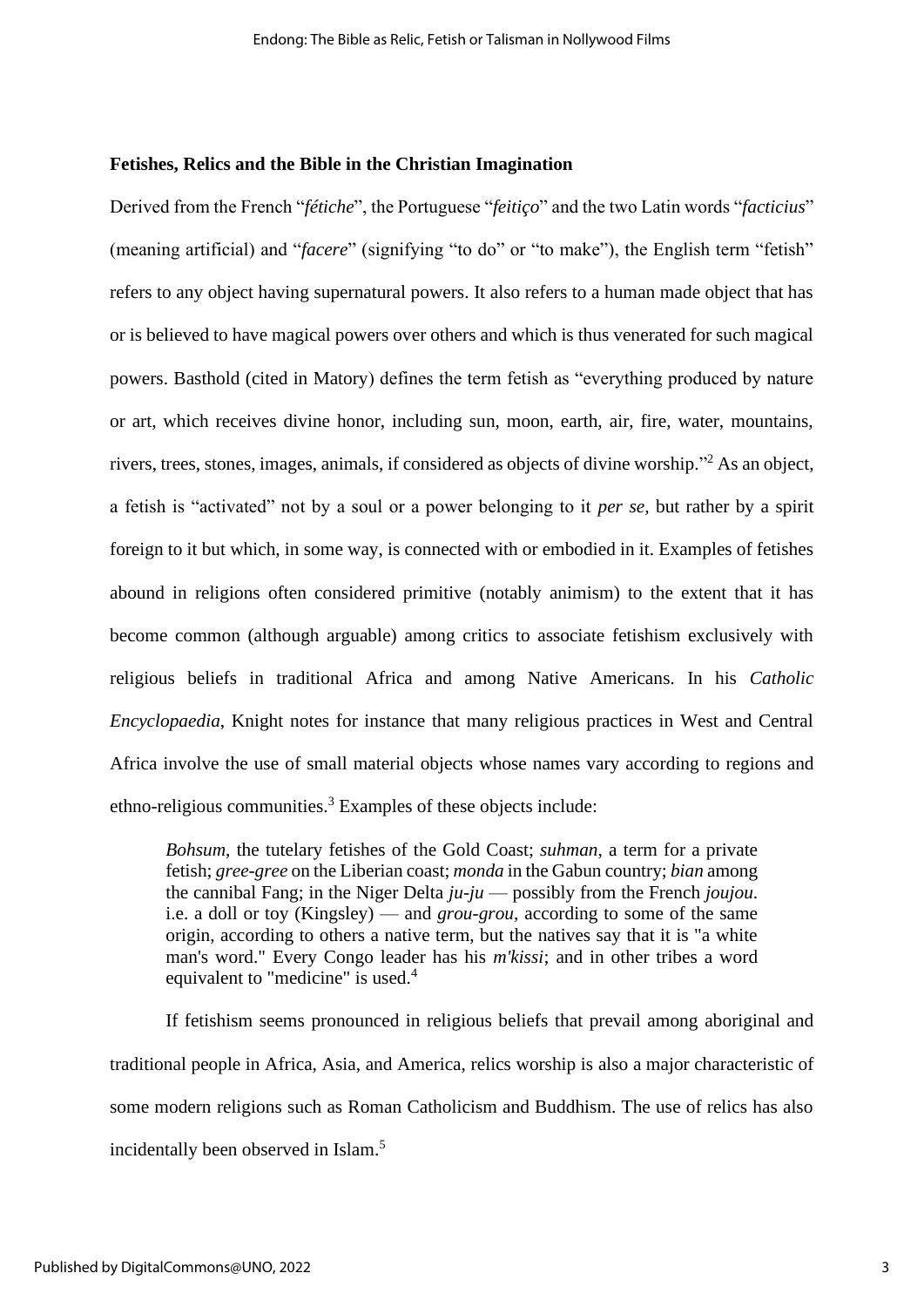### Fetishes, Relics and the Bible in the Christian Imagination

Derived from the French "*fétiche*", the Portuguese "*feitiço*" and the two Latin words "*facticius*" (meaning artificial) and "*facere*" (signifying "to do" or "to make"), the English term "fetish" refers to any object having supernatural powers. It also refers to a human made object that has or is believed to have magical powers over others and which is thus venerated for such magical powers. Basthold (cited in Matory) defines the term fetish as "everything produced by nature or art, which receives divine honor, including sun, moon, earth, air, fire, water, mountains, rivers, trees, stones, images, animals, if considered as objects of divine worship."[2] As an object, a fetish is "activated" not by a soul or a power belonging to it *per se*, but rather by a spirit foreign to it but which, in some way, is connected with or embodied in it. Examples of fetishes abound in religions often considered primitive (notably animism) to the extent that it has become common (although arguable) among critics to associate fetishism exclusively with religious beliefs in traditional Africa and among Native Americans. In his *Catholic Encyclopaedia*, Knight notes for instance that many religious practices in West and Central Africa involve the use of small material objects whose names vary according to regions and ethno-religious communities.[3] Examples of these objects include:

> *Bohsum*, the tutelary fetishes of the Gold Coast; *suhman*, a term for a private fetish; *gree-gree* on the Liberian coast; *monda* in the Gabun country; *bian* among the cannibal Fang; in the Niger Delta *ju-ju* — possibly from the French *joujou*. i.e. a doll or toy (Kingsley) — and *grou-grou*, according to some of the same origin, according to others a native term, but the natives say that it is "a white man's word." Every Congo leader has his *m'kissi*; and in other tribes a word equivalent to "medicine" is used.[4]

If fetishism seems pronounced in religious beliefs that prevail among aboriginal and traditional people in Africa, Asia, and America, relics worship is also a major characteristic of some modern religions such as Roman Catholicism and Buddhism. The use of relics has also incidentally been observed in Islam.[5]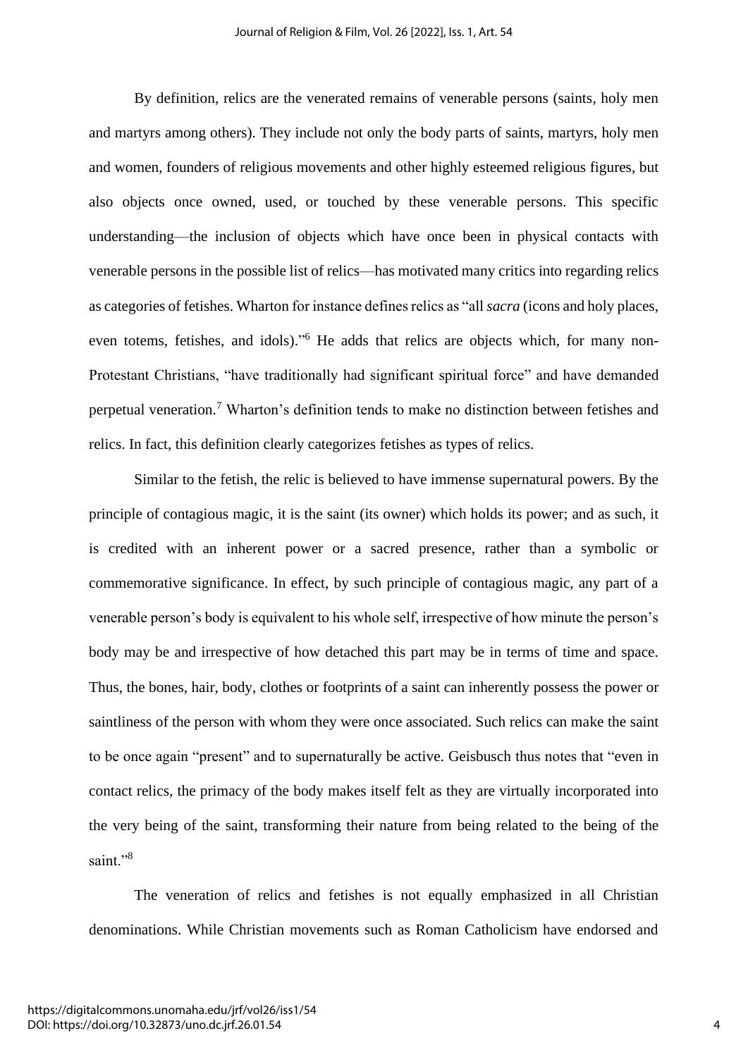By definition, relics are the venerated remains of venerable persons (saints, holy men and martyrs among others). They include not only the body parts of saints, martyrs, holy men and women, founders of religious movements and other highly esteemed religious figures, but also objects once owned, used, or touched by these venerable persons. This specific understanding—the inclusion of objects which have once been in physical contacts with venerable persons in the possible list of relics—has motivated many critics into regarding relics as categories of fetishes. Wharton for instance defines relics as "all *sacra* (icons and holy places, even totems, fetishes, and idols)."[6] He adds that relics are objects which, for many non-Protestant Christians, "have traditionally had significant spiritual force" and have demanded perpetual veneration.[7] Wharton's definition tends to make no distinction between fetishes and relics. In fact, this definition clearly categorizes fetishes as types of relics.

Similar to the fetish, the relic is believed to have immense supernatural powers. By the principle of contagious magic, it is the saint (its owner) which holds its power; and as such, it is credited with an inherent power or a sacred presence, rather than a symbolic or commemorative significance. In effect, by such principle of contagious magic, any part of a venerable person's body is equivalent to his whole self, irrespective of how minute the person's body may be and irrespective of how detached this part may be in terms of time and space. Thus, the bones, hair, body, clothes or footprints of a saint can inherently possess the power or saintliness of the person with whom they were once associated. Such relics can make the saint to be once again "present" and to supernaturally be active. Geisbusch thus notes that "even in contact relics, the primacy of the body makes itself felt as they are virtually incorporated into the very being of the saint, transforming their nature from being related to the being of the saint."[8]

The veneration of relics and fetishes is not equally emphasized in all Christian denominations. While Christian movements such as Roman Catholicism have endorsed and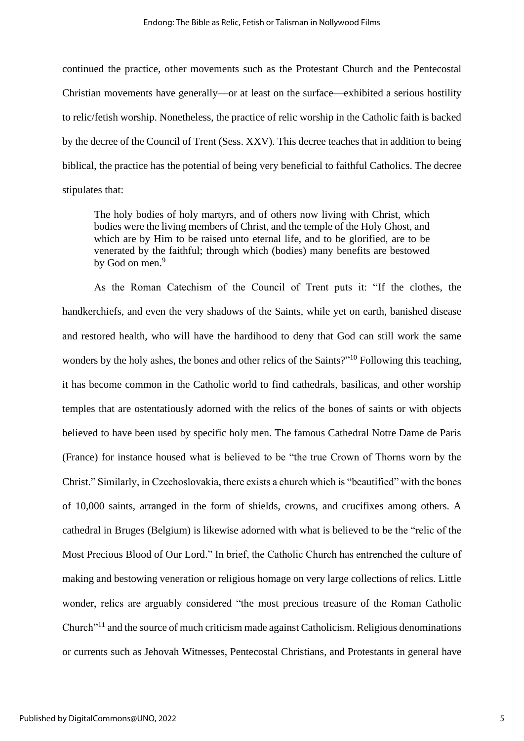continued the practice, other movements such as the Protestant Church and the Pentecostal Christian movements have generally—or at least on the surface—exhibited a serious hostility to relic/fetish worship. Nonetheless, the practice of relic worship in the Catholic faith is backed by the decree of the Council of Trent (Sess. XXV). This decree teaches that in addition to being biblical, the practice has the potential of being very beneficial to faithful Catholics. The decree stipulates that:

> The holy bodies of holy martyrs, and of others now living with Christ, which bodies were the living members of Christ, and the temple of the Holy Ghost, and which are by Him to be raised unto eternal life, and to be glorified, are to be venerated by the faithful; through which (bodies) many benefits are bestowed by God on men.[9]

As the Roman Catechism of the Council of Trent puts it: "If the clothes, the handkerchiefs, and even the very shadows of the Saints, while yet on earth, banished disease and restored health, who will have the hardihood to deny that God can still work the same wonders by the holy ashes, the bones and other relics of the Saints?"[10] Following this teaching, it has become common in the Catholic world to find cathedrals, basilicas, and other worship temples that are ostentatiously adorned with the relics of the bones of saints or with objects believed to have been used by specific holy men. The famous Cathedral Notre Dame de Paris (France) for instance housed what is believed to be "the true Crown of Thorns worn by the Christ." Similarly, in Czechoslovakia, there exists a church which is "beautified" with the bones of 10,000 saints, arranged in the form of shields, crowns, and crucifixes among others. A cathedral in Bruges (Belgium) is likewise adorned with what is believed to be the "relic of the Most Precious Blood of Our Lord." In brief, the Catholic Church has entrenched the culture of making and bestowing veneration or religious homage on very large collections of relics. Little wonder, relics are arguably considered "the most precious treasure of the Roman Catholic Church"[11] and the source of much criticism made against Catholicism. Religious denominations or currents such as Jehovah Witnesses, Pentecostal Christians, and Protestants in general have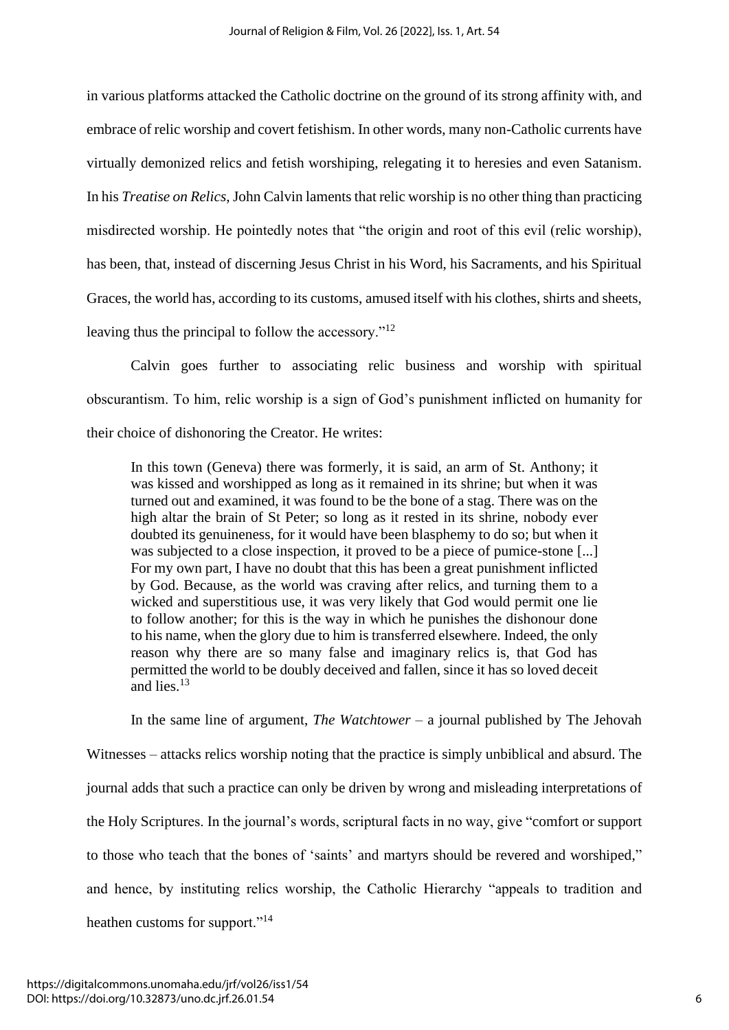in various platforms attacked the Catholic doctrine on the ground of its strong affinity with, and embrace of relic worship and covert fetishism. In other words, many non-Catholic currents have virtually demonized relics and fetish worshiping, relegating it to heresies and even Satanism. In his *Treatise on Relics*, John Calvin laments that relic worship is no other thing than practicing misdirected worship. He pointedly notes that "the origin and root of this evil (relic worship), has been, that, instead of discerning Jesus Christ in his Word, his Sacraments, and his Spiritual Graces, the world has, according to its customs, amused itself with his clothes, shirts and sheets, leaving thus the principal to follow the accessory."[12]

Calvin goes further to associating relic business and worship with spiritual obscurantism. To him, relic worship is a sign of God's punishment inflicted on humanity for their choice of dishonoring the Creator. He writes:

> In this town (Geneva) there was formerly, it is said, an arm of St. Anthony; it was kissed and worshipped as long as it remained in its shrine; but when it was turned out and examined, it was found to be the bone of a stag. There was on the high altar the brain of St Peter; so long as it rested in its shrine, nobody ever doubted its genuineness, for it would have been blasphemy to do so; but when it was subjected to a close inspection, it proved to be a piece of pumice-stone [...] For my own part, I have no doubt that this has been a great punishment inflicted by God. Because, as the world was craving after relics, and turning them to a wicked and superstitious use, it was very likely that God would permit one lie to follow another; for this is the way in which he punishes the dishonour done to his name, when the glory due to him is transferred elsewhere. Indeed, the only reason why there are so many false and imaginary relics is, that God has permitted the world to be doubly deceived and fallen, since it has so loved deceit and lies.[13]

In the same line of argument, *The Watchtower* – a journal published by The Jehovah Witnesses – attacks relics worship noting that the practice is simply unbiblical and absurd. The journal adds that such a practice can only be driven by wrong and misleading interpretations of the Holy Scriptures. In the journal's words, scriptural facts in no way, give "comfort or support to those who teach that the bones of 'saints' and martyrs should be revered and worshiped," and hence, by instituting relics worship, the Catholic Hierarchy "appeals to tradition and heathen customs for support."[14]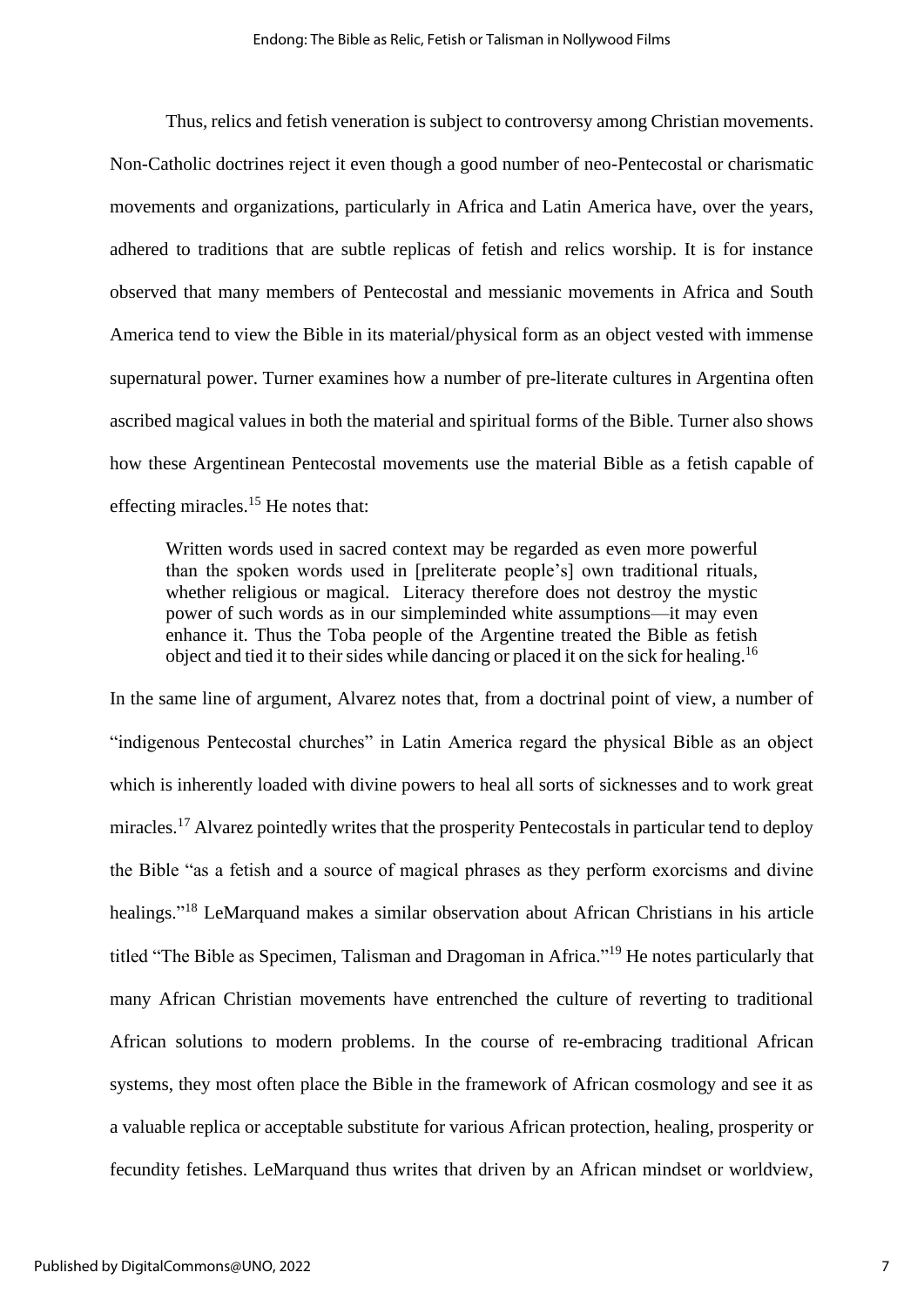Thus, relics and fetish veneration is subject to controversy among Christian movements. Non-Catholic doctrines reject it even though a good number of neo-Pentecostal or charismatic movements and organizations, particularly in Africa and Latin America have, over the years, adhered to traditions that are subtle replicas of fetish and relics worship. It is for instance observed that many members of Pentecostal and messianic movements in Africa and South America tend to view the Bible in its material/physical form as an object vested with immense supernatural power. Turner examines how a number of pre-literate cultures in Argentina often ascribed magical values in both the material and spiritual forms of the Bible. Turner also shows how these Argentinean Pentecostal movements use the material Bible as a fetish capable of effecting miracles.[15] He notes that:

> Written words used in sacred context may be regarded as even more powerful than the spoken words used in [preliterate people's] own traditional rituals, whether religious or magical. Literacy therefore does not destroy the mystic power of such words as in our simpleminded white assumptions—it may even enhance it. Thus the Toba people of the Argentine treated the Bible as fetish object and tied it to their sides while dancing or placed it on the sick for healing.[16]

In the same line of argument, Alvarez notes that, from a doctrinal point of view, a number of "indigenous Pentecostal churches" in Latin America regard the physical Bible as an object which is inherently loaded with divine powers to heal all sorts of sicknesses and to work great miracles.[17] Alvarez pointedly writes that the prosperity Pentecostals in particular tend to deploy the Bible "as a fetish and a source of magical phrases as they perform exorcisms and divine healings."[18] LeMarquand makes a similar observation about African Christians in his article titled "The Bible as Specimen, Talisman and Dragoman in Africa."[19] He notes particularly that many African Christian movements have entrenched the culture of reverting to traditional African solutions to modern problems. In the course of re-embracing traditional African systems, they most often place the Bible in the framework of African cosmology and see it as a valuable replica or acceptable substitute for various African protection, healing, prosperity or fecundity fetishes. LeMarquand thus writes that driven by an African mindset or worldview,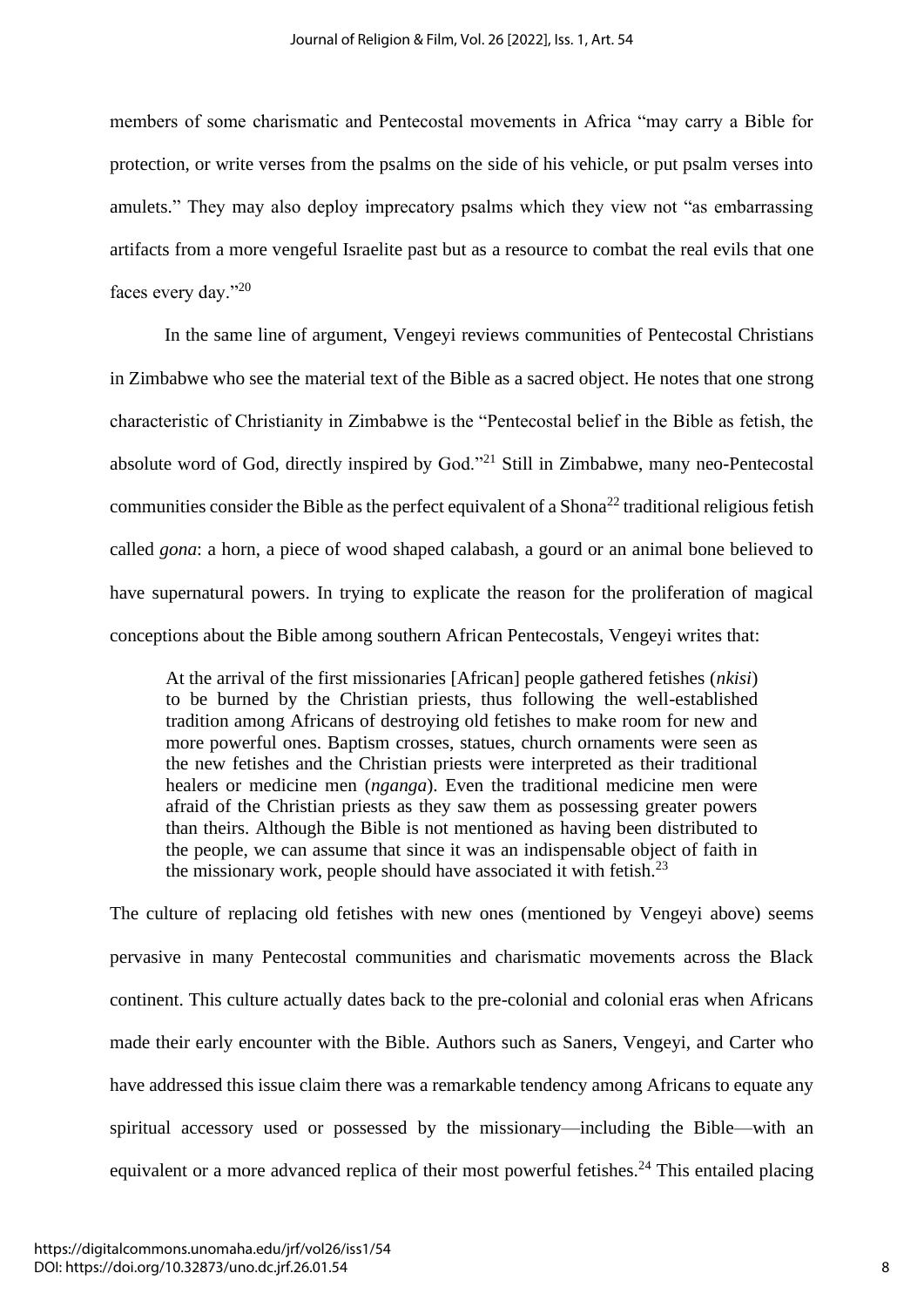members of some charismatic and Pentecostal movements in Africa "may carry a Bible for protection, or write verses from the psalms on the side of his vehicle, or put psalm verses into amulets." They may also deploy imprecatory psalms which they view not "as embarrassing artifacts from a more vengeful Israelite past but as a resource to combat the real evils that one faces every day."[20]

In the same line of argument, Vengeyi reviews communities of Pentecostal Christians in Zimbabwe who see the material text of the Bible as a sacred object. He notes that one strong characteristic of Christianity in Zimbabwe is the "Pentecostal belief in the Bible as fetish, the absolute word of God, directly inspired by God."[21] Still in Zimbabwe, many neo-Pentecostal communities consider the Bible as the perfect equivalent of a Shona[22] traditional religious fetish called *gona*: a horn, a piece of wood shaped calabash, a gourd or an animal bone believed to have supernatural powers. In trying to explicate the reason for the proliferation of magical conceptions about the Bible among southern African Pentecostals, Vengeyi writes that:

> At the arrival of the first missionaries [African] people gathered fetishes (*nkisi*) to be burned by the Christian priests, thus following the well-established tradition among Africans of destroying old fetishes to make room for new and more powerful ones. Baptism crosses, statues, church ornaments were seen as the new fetishes and the Christian priests were interpreted as their traditional healers or medicine men (*nganga*). Even the traditional medicine men were afraid of the Christian priests as they saw them as possessing greater powers than theirs. Although the Bible is not mentioned as having been distributed to the people, we can assume that since it was an indispensable object of faith in the missionary work, people should have associated it with fetish.[23]

The culture of replacing old fetishes with new ones (mentioned by Vengeyi above) seems pervasive in many Pentecostal communities and charismatic movements across the Black continent. This culture actually dates back to the pre-colonial and colonial eras when Africans made their early encounter with the Bible. Authors such as Saners, Vengeyi, and Carter who have addressed this issue claim there was a remarkable tendency among Africans to equate any spiritual accessory used or possessed by the missionary—including the Bible—with an equivalent or a more advanced replica of their most powerful fetishes.[24] This entailed placing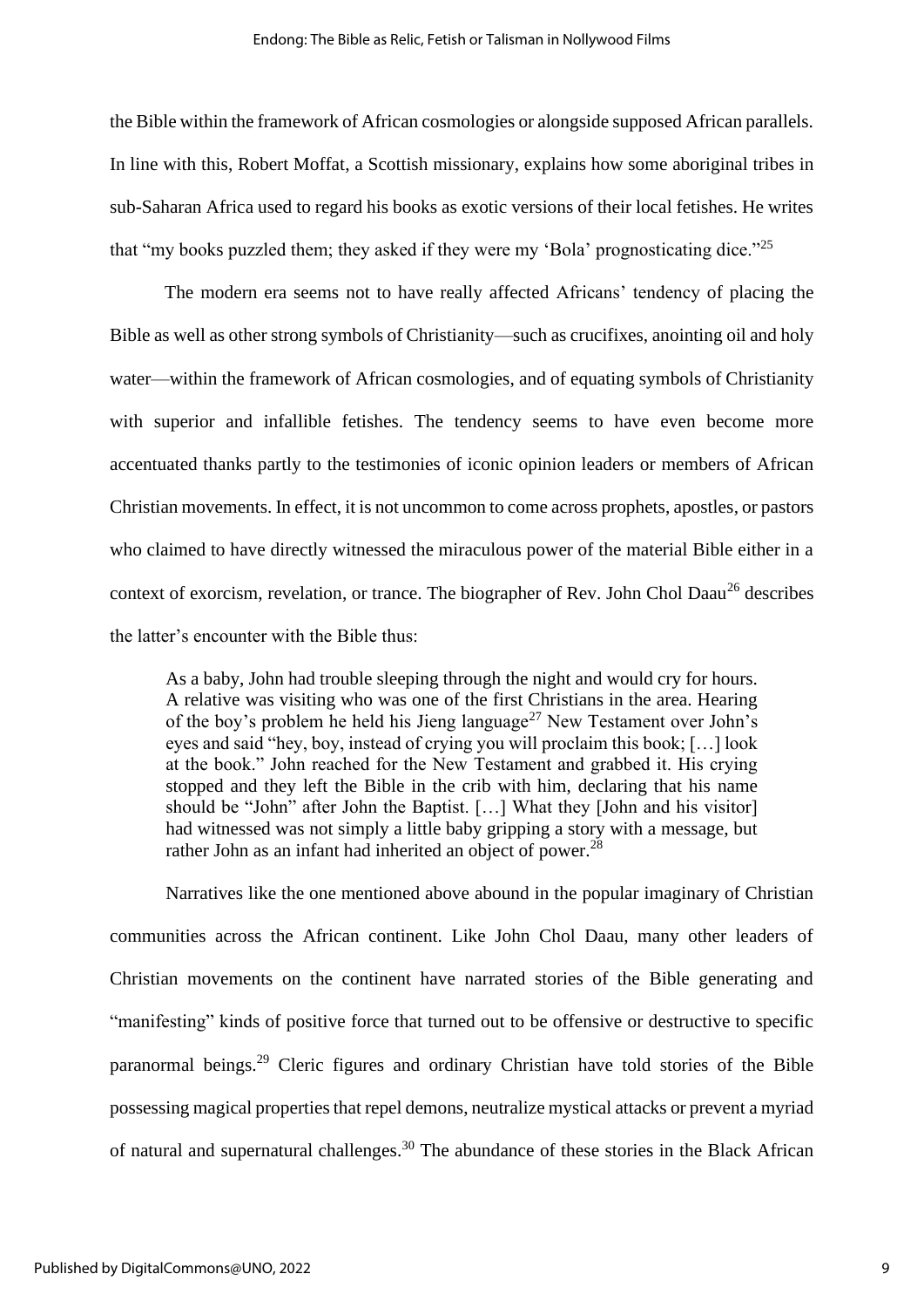the Bible within the framework of African cosmologies or alongside supposed African parallels. In line with this, Robert Moffat, a Scottish missionary, explains how some aboriginal tribes in sub-Saharan Africa used to regard his books as exotic versions of their local fetishes. He writes that "my books puzzled them; they asked if they were my 'Bola' prognosticating dice."[25]

The modern era seems not to have really affected Africans' tendency of placing the Bible as well as other strong symbols of Christianity—such as crucifixes, anointing oil and holy water—within the framework of African cosmologies, and of equating symbols of Christianity with superior and infallible fetishes. The tendency seems to have even become more accentuated thanks partly to the testimonies of iconic opinion leaders or members of African Christian movements. In effect, it is not uncommon to come across prophets, apostles, or pastors who claimed to have directly witnessed the miraculous power of the material Bible either in a context of exorcism, revelation, or trance. The biographer of Rev. John Chol Daau[26] describes the latter's encounter with the Bible thus:

> As a baby, John had trouble sleeping through the night and would cry for hours. A relative was visiting who was one of the first Christians in the area. Hearing of the boy's problem he held his Jieng language[27] New Testament over John's eyes and said "hey, boy, instead of crying you will proclaim this book; […] look at the book." John reached for the New Testament and grabbed it. His crying stopped and they left the Bible in the crib with him, declaring that his name should be "John" after John the Baptist. […] What they [John and his visitor] had witnessed was not simply a little baby gripping a story with a message, but rather John as an infant had inherited an object of power.[28]

Narratives like the one mentioned above abound in the popular imaginary of Christian communities across the African continent. Like John Chol Daau, many other leaders of Christian movements on the continent have narrated stories of the Bible generating and "manifesting" kinds of positive force that turned out to be offensive or destructive to specific paranormal beings.[29] Cleric figures and ordinary Christian have told stories of the Bible possessing magical properties that repel demons, neutralize mystical attacks or prevent a myriad of natural and supernatural challenges.[30] The abundance of these stories in the Black African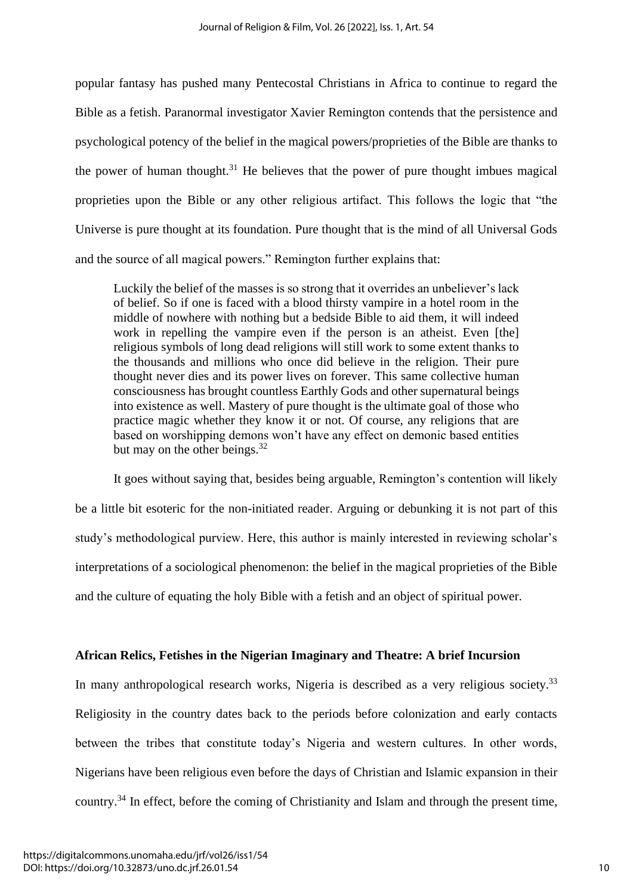popular fantasy has pushed many Pentecostal Christians in Africa to continue to regard the Bible as a fetish. Paranormal investigator Xavier Remington contends that the persistence and psychological potency of the belief in the magical powers/proprieties of the Bible are thanks to the power of human thought.[31] He believes that the power of pure thought imbues magical proprieties upon the Bible or any other religious artifact. This follows the logic that "the Universe is pure thought at its foundation. Pure thought that is the mind of all Universal Gods and the source of all magical powers." Remington further explains that:

> Luckily the belief of the masses is so strong that it overrides an unbeliever's lack of belief. So if one is faced with a blood thirsty vampire in a hotel room in the middle of nowhere with nothing but a bedside Bible to aid them, it will indeed work in repelling the vampire even if the person is an atheist. Even [the] religious symbols of long dead religions will still work to some extent thanks to the thousands and millions who once did believe in the religion. Their pure thought never dies and its power lives on forever. This same collective human consciousness has brought countless Earthly Gods and other supernatural beings into existence as well. Mastery of pure thought is the ultimate goal of those who practice magic whether they know it or not. Of course, any religions that are based on worshipping demons won't have any effect on demonic based entities but may on the other beings.[32]

It goes without saying that, besides being arguable, Remington's contention will likely be a little bit esoteric for the non-initiated reader. Arguing or debunking it is not part of this study's methodological purview. Here, this author is mainly interested in reviewing scholar's interpretations of a sociological phenomenon: the belief in the magical proprieties of the Bible and the culture of equating the holy Bible with a fetish and an object of spiritual power.

## African Relics, Fetishes in the Nigerian Imaginary and Theatre: A brief Incursion

In many anthropological research works, Nigeria is described as a very religious society.[33] Religiosity in the country dates back to the periods before colonization and early contacts between the tribes that constitute today's Nigeria and western cultures. In other words, Nigerians have been religious even before the days of Christian and Islamic expansion in their country.[34] In effect, before the coming of Christianity and Islam and through the present time,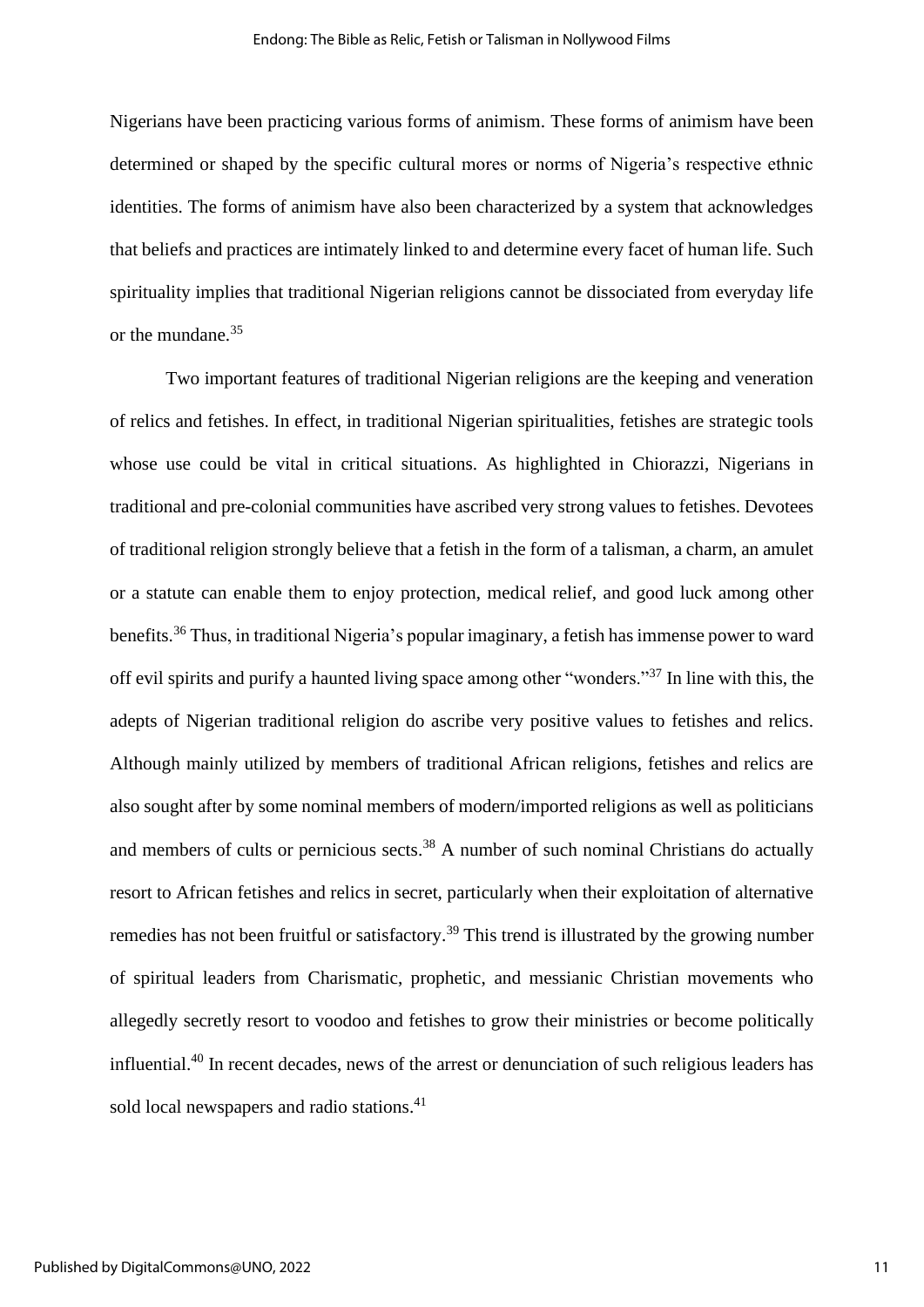Nigerians have been practicing various forms of animism. These forms of animism have been determined or shaped by the specific cultural mores or norms of Nigeria's respective ethnic identities. The forms of animism have also been characterized by a system that acknowledges that beliefs and practices are intimately linked to and determine every facet of human life. Such spirituality implies that traditional Nigerian religions cannot be dissociated from everyday life or the mundane.[35]

Two important features of traditional Nigerian religions are the keeping and veneration of relics and fetishes. In effect, in traditional Nigerian spiritualities, fetishes are strategic tools whose use could be vital in critical situations. As highlighted in Chiorazzi, Nigerians in traditional and pre-colonial communities have ascribed very strong values to fetishes. Devotees of traditional religion strongly believe that a fetish in the form of a talisman, a charm, an amulet or a statute can enable them to enjoy protection, medical relief, and good luck among other benefits.[36] Thus, in traditional Nigeria's popular imaginary, a fetish has immense power to ward off evil spirits and purify a haunted living space among other "wonders."[37] In line with this, the adepts of Nigerian traditional religion do ascribe very positive values to fetishes and relics. Although mainly utilized by members of traditional African religions, fetishes and relics are also sought after by some nominal members of modern/imported religions as well as politicians and members of cults or pernicious sects.[38] A number of such nominal Christians do actually resort to African fetishes and relics in secret, particularly when their exploitation of alternative remedies has not been fruitful or satisfactory.[39] This trend is illustrated by the growing number of spiritual leaders from Charismatic, prophetic, and messianic Christian movements who allegedly secretly resort to voodoo and fetishes to grow their ministries or become politically influential.[40] In recent decades, news of the arrest or denunciation of such religious leaders has sold local newspapers and radio stations.[41]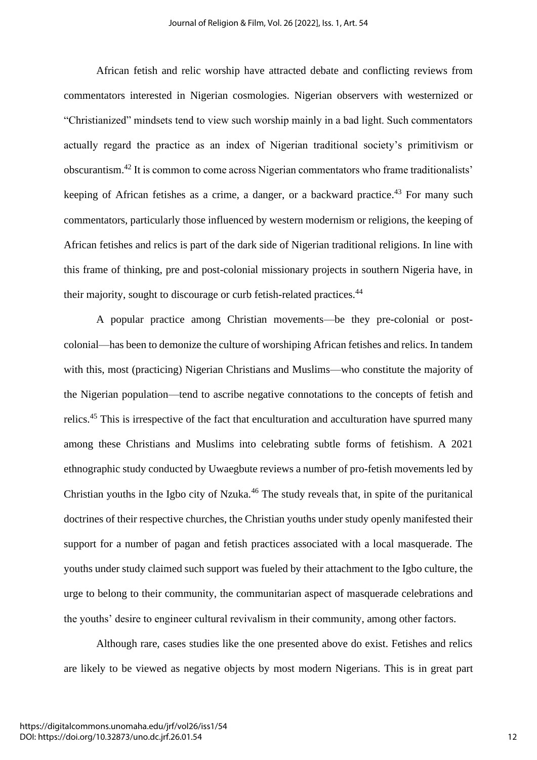African fetish and relic worship have attracted debate and conflicting reviews from commentators interested in Nigerian cosmologies. Nigerian observers with westernized or "Christianized" mindsets tend to view such worship mainly in a bad light. Such commentators actually regard the practice as an index of Nigerian traditional society's primitivism or obscurantism.[42] It is common to come across Nigerian commentators who frame traditionalists' keeping of African fetishes as a crime, a danger, or a backward practice.[43] For many such commentators, particularly those influenced by western modernism or religions, the keeping of African fetishes and relics is part of the dark side of Nigerian traditional religions. In line with this frame of thinking, pre and post-colonial missionary projects in southern Nigeria have, in their majority, sought to discourage or curb fetish-related practices.[44]

A popular practice among Christian movements—be they pre-colonial or post-colonial—has been to demonize the culture of worshiping African fetishes and relics. In tandem with this, most (practicing) Nigerian Christians and Muslims—who constitute the majority of the Nigerian population—tend to ascribe negative connotations to the concepts of fetish and relics.[45] This is irrespective of the fact that enculturation and acculturation have spurred many among these Christians and Muslims into celebrating subtle forms of fetishism. A 2021 ethnographic study conducted by Uwaegbute reviews a number of pro-fetish movements led by Christian youths in the Igbo city of Nzuka.[46] The study reveals that, in spite of the puritanical doctrines of their respective churches, the Christian youths under study openly manifested their support for a number of pagan and fetish practices associated with a local masquerade. The youths under study claimed such support was fueled by their attachment to the Igbo culture, the urge to belong to their community, the communitarian aspect of masquerade celebrations and the youths' desire to engineer cultural revivalism in their community, among other factors.

Although rare, cases studies like the one presented above do exist. Fetishes and relics are likely to be viewed as negative objects by most modern Nigerians. This is in great part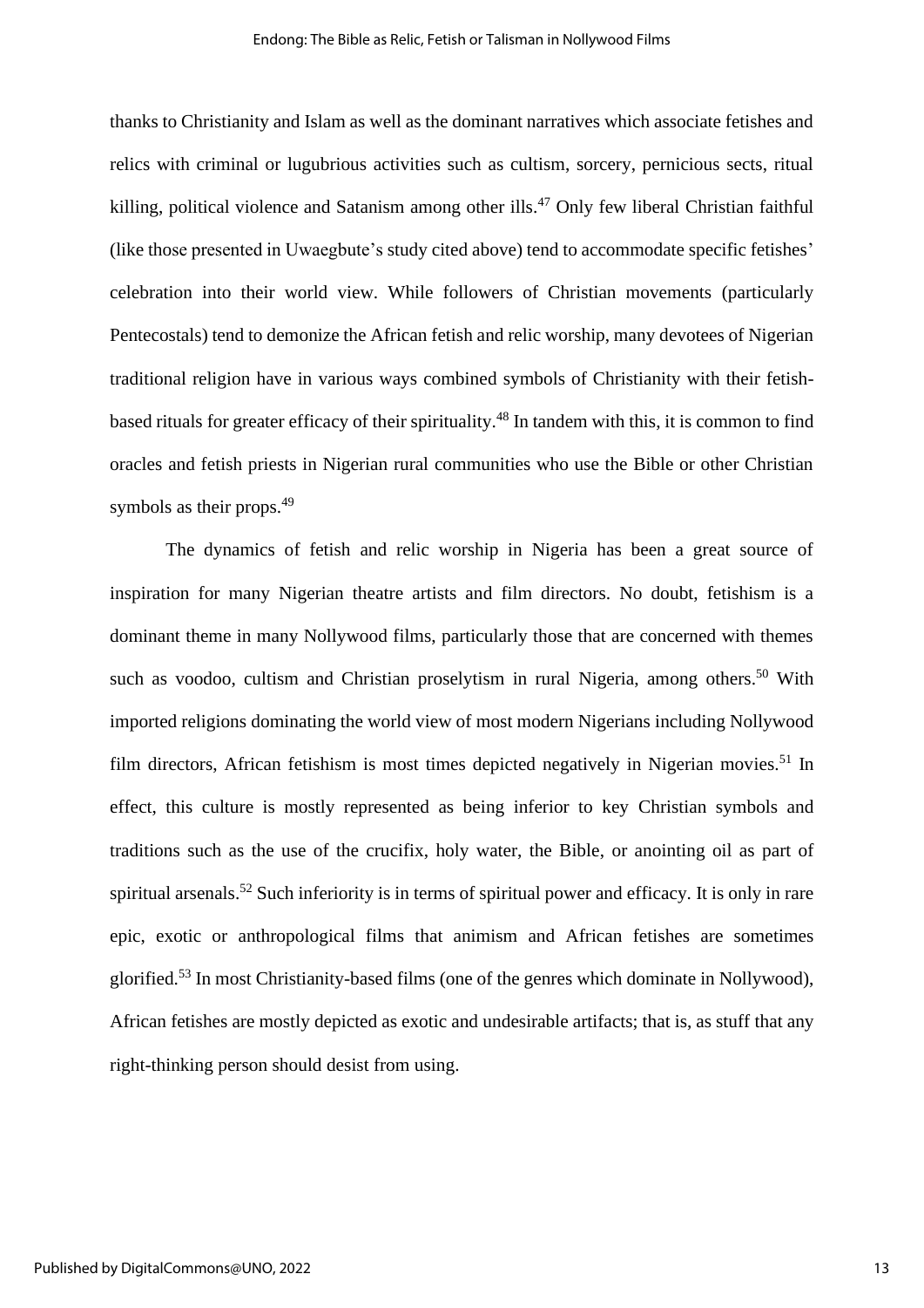thanks to Christianity and Islam as well as the dominant narratives which associate fetishes and relics with criminal or lugubrious activities such as cultism, sorcery, pernicious sects, ritual killing, political violence and Satanism among other ills.[47] Only few liberal Christian faithful (like those presented in Uwaegbute's study cited above) tend to accommodate specific fetishes' celebration into their world view. While followers of Christian movements (particularly Pentecostals) tend to demonize the African fetish and relic worship, many devotees of Nigerian traditional religion have in various ways combined symbols of Christianity with their fetish-based rituals for greater efficacy of their spirituality.[48] In tandem with this, it is common to find oracles and fetish priests in Nigerian rural communities who use the Bible or other Christian symbols as their props.[49]

The dynamics of fetish and relic worship in Nigeria has been a great source of inspiration for many Nigerian theatre artists and film directors. No doubt, fetishism is a dominant theme in many Nollywood films, particularly those that are concerned with themes such as voodoo, cultism and Christian proselytism in rural Nigeria, among others.[50] With imported religions dominating the world view of most modern Nigerians including Nollywood film directors, African fetishism is most times depicted negatively in Nigerian movies.[51] In effect, this culture is mostly represented as being inferior to key Christian symbols and traditions such as the use of the crucifix, holy water, the Bible, or anointing oil as part of spiritual arsenals.[52] Such inferiority is in terms of spiritual power and efficacy. It is only in rare epic, exotic or anthropological films that animism and African fetishes are sometimes glorified.[53] In most Christianity-based films (one of the genres which dominate in Nollywood), African fetishes are mostly depicted as exotic and undesirable artifacts; that is, as stuff that any right-thinking person should desist from using.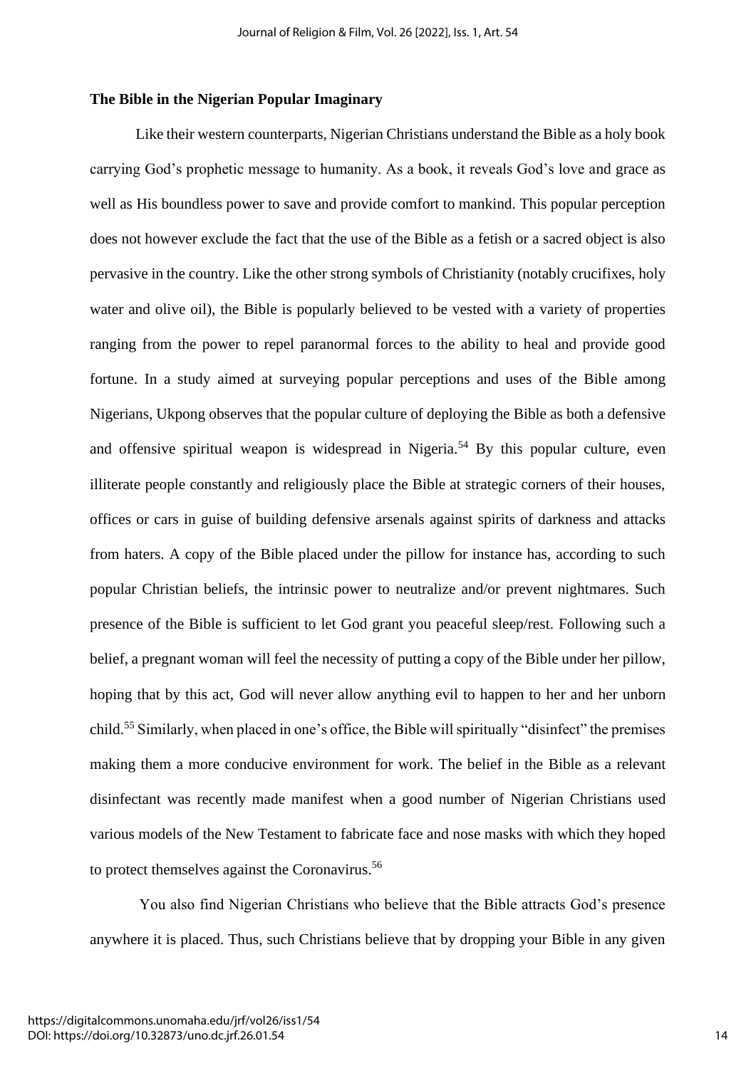**The Bible in the Nigerian Popular Imaginary**

Like their western counterparts, Nigerian Christians understand the Bible as a holy book carrying God's prophetic message to humanity. As a book, it reveals God's love and grace as well as His boundless power to save and provide comfort to mankind. This popular perception does not however exclude the fact that the use of the Bible as a fetish or a sacred object is also pervasive in the country. Like the other strong symbols of Christianity (notably crucifixes, holy water and olive oil), the Bible is popularly believed to be vested with a variety of properties ranging from the power to repel paranormal forces to the ability to heal and provide good fortune. In a study aimed at surveying popular perceptions and uses of the Bible among Nigerians, Ukpong observes that the popular culture of deploying the Bible as both a defensive and offensive spiritual weapon is widespread in Nigeria.[54] By this popular culture, even illiterate people constantly and religiously place the Bible at strategic corners of their houses, offices or cars in guise of building defensive arsenals against spirits of darkness and attacks from haters. A copy of the Bible placed under the pillow for instance has, according to such popular Christian beliefs, the intrinsic power to neutralize and/or prevent nightmares. Such presence of the Bible is sufficient to let God grant you peaceful sleep/rest. Following such a belief, a pregnant woman will feel the necessity of putting a copy of the Bible under her pillow, hoping that by this act, God will never allow anything evil to happen to her and her unborn child.[55] Similarly, when placed in one's office, the Bible will spiritually "disinfect" the premises making them a more conducive environment for work. The belief in the Bible as a relevant disinfectant was recently made manifest when a good number of Nigerian Christians used various models of the New Testament to fabricate face and nose masks with which they hoped to protect themselves against the Coronavirus.[56]

You also find Nigerian Christians who believe that the Bible attracts God's presence anywhere it is placed. Thus, such Christians believe that by dropping your Bible in any given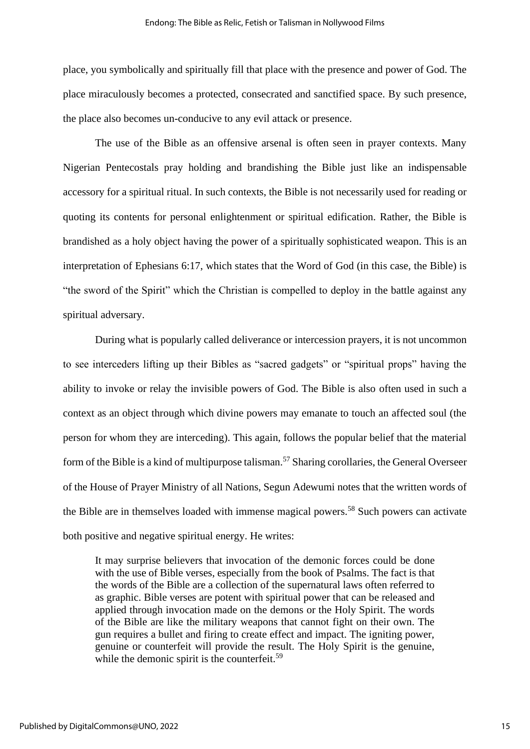place, you symbolically and spiritually fill that place with the presence and power of God. The place miraculously becomes a protected, consecrated and sanctified space. By such presence, the place also becomes un-conducive to any evil attack or presence.

The use of the Bible as an offensive arsenal is often seen in prayer contexts. Many Nigerian Pentecostals pray holding and brandishing the Bible just like an indispensable accessory for a spiritual ritual. In such contexts, the Bible is not necessarily used for reading or quoting its contents for personal enlightenment or spiritual edification. Rather, the Bible is brandished as a holy object having the power of a spiritually sophisticated weapon. This is an interpretation of Ephesians 6:17, which states that the Word of God (in this case, the Bible) is "the sword of the Spirit" which the Christian is compelled to deploy in the battle against any spiritual adversary.

During what is popularly called deliverance or intercession prayers, it is not uncommon to see interceders lifting up their Bibles as "sacred gadgets" or "spiritual props" having the ability to invoke or relay the invisible powers of God. The Bible is also often used in such a context as an object through which divine powers may emanate to touch an affected soul (the person for whom they are interceding). This again, follows the popular belief that the material form of the Bible is a kind of multipurpose talisman.[57] Sharing corollaries, the General Overseer of the House of Prayer Ministry of all Nations, Segun Adewumi notes that the written words of the Bible are in themselves loaded with immense magical powers.[58] Such powers can activate both positive and negative spiritual energy. He writes:

> It may surprise believers that invocation of the demonic forces could be done with the use of Bible verses, especially from the book of Psalms. The fact is that the words of the Bible are a collection of the supernatural laws often referred to as graphic. Bible verses are potent with spiritual power that can be released and applied through invocation made on the demons or the Holy Spirit. The words of the Bible are like the military weapons that cannot fight on their own. The gun requires a bullet and firing to create effect and impact. The igniting power, genuine or counterfeit will provide the result. The Holy Spirit is the genuine, while the demonic spirit is the counterfeit.[59]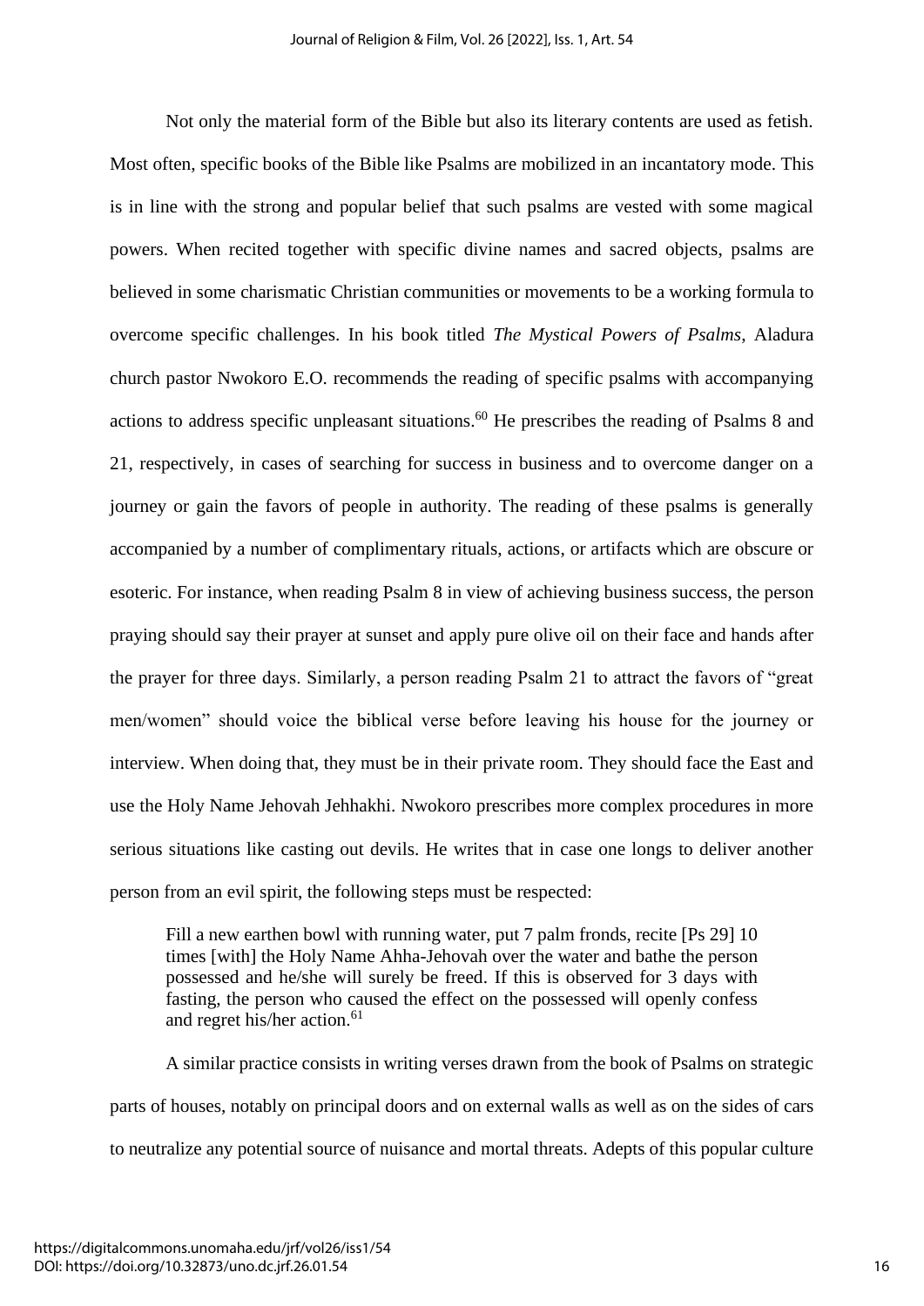Not only the material form of the Bible but also its literary contents are used as fetish. Most often, specific books of the Bible like Psalms are mobilized in an incantatory mode. This is in line with the strong and popular belief that such psalms are vested with some magical powers. When recited together with specific divine names and sacred objects, psalms are believed in some charismatic Christian communities or movements to be a working formula to overcome specific challenges. In his book titled *The Mystical Powers of Psalms*, Aladura church pastor Nwokoro E.O. recommends the reading of specific psalms with accompanying actions to address specific unpleasant situations.[60] He prescribes the reading of Psalms 8 and 21, respectively, in cases of searching for success in business and to overcome danger on a journey or gain the favors of people in authority. The reading of these psalms is generally accompanied by a number of complimentary rituals, actions, or artifacts which are obscure or esoteric. For instance, when reading Psalm 8 in view of achieving business success, the person praying should say their prayer at sunset and apply pure olive oil on their face and hands after the prayer for three days. Similarly, a person reading Psalm 21 to attract the favors of "great men/women" should voice the biblical verse before leaving his house for the journey or interview. When doing that, they must be in their private room. They should face the East and use the Holy Name Jehovah Jehhakhi. Nwokoro prescribes more complex procedures in more serious situations like casting out devils. He writes that in case one longs to deliver another person from an evil spirit, the following steps must be respected:

> Fill a new earthen bowl with running water, put 7 palm fronds, recite [Ps 29] 10 times [with] the Holy Name Ahha-Jehovah over the water and bathe the person possessed and he/she will surely be freed. If this is observed for 3 days with fasting, the person who caused the effect on the possessed will openly confess and regret his/her action.[61]

A similar practice consists in writing verses drawn from the book of Psalms on strategic parts of houses, notably on principal doors and on external walls as well as on the sides of cars to neutralize any potential source of nuisance and mortal threats. Adepts of this popular culture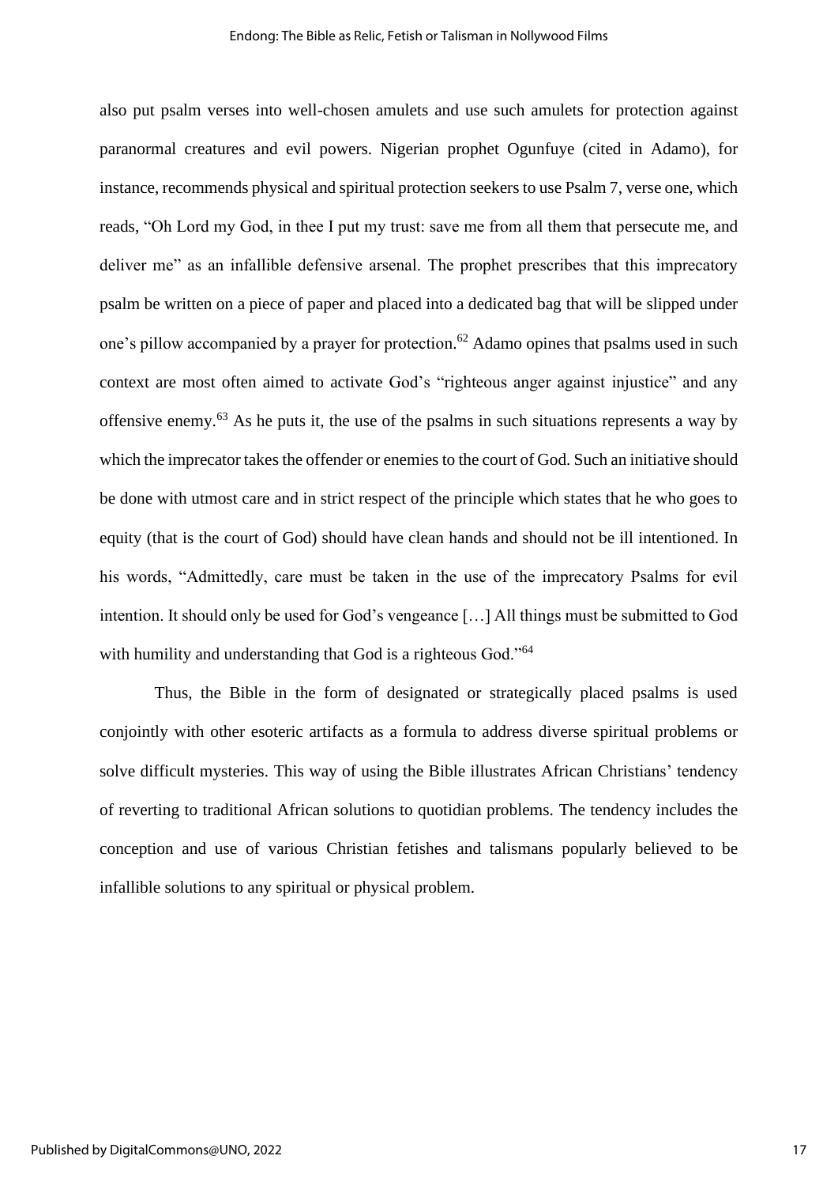also put psalm verses into well-chosen amulets and use such amulets for protection against paranormal creatures and evil powers. Nigerian prophet Ogunfuye (cited in Adamo), for instance, recommends physical and spiritual protection seekers to use Psalm 7, verse one, which reads, "Oh Lord my God, in thee I put my trust: save me from all them that persecute me, and deliver me" as an infallible defensive arsenal. The prophet prescribes that this imprecatory psalm be written on a piece of paper and placed into a dedicated bag that will be slipped under one's pillow accompanied by a prayer for protection.[62] Adamo opines that psalms used in such context are most often aimed to activate God's "righteous anger against injustice" and any offensive enemy.[63] As he puts it, the use of the psalms in such situations represents a way by which the imprecator takes the offender or enemies to the court of God. Such an initiative should be done with utmost care and in strict respect of the principle which states that he who goes to equity (that is the court of God) should have clean hands and should not be ill intentioned. In his words, "Admittedly, care must be taken in the use of the imprecatory Psalms for evil intention. It should only be used for God's vengeance […] All things must be submitted to God with humility and understanding that God is a righteous God."[64]

Thus, the Bible in the form of designated or strategically placed psalms is used conjointly with other esoteric artifacts as a formula to address diverse spiritual problems or solve difficult mysteries. This way of using the Bible illustrates African Christians' tendency of reverting to traditional African solutions to quotidian problems. The tendency includes the conception and use of various Christian fetishes and talismans popularly believed to be infallible solutions to any spiritual or physical problem.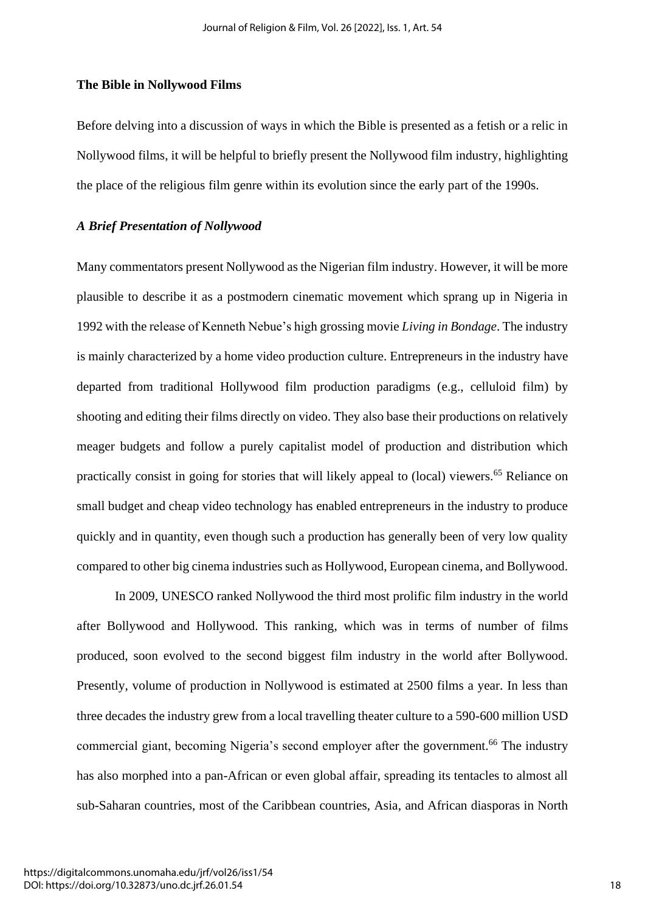## The Bible in Nollywood Films

Before delving into a discussion of ways in which the Bible is presented as a fetish or a relic in Nollywood films, it will be helpful to briefly present the Nollywood film industry, highlighting the place of the religious film genre within its evolution since the early part of the 1990s.

### *A Brief Presentation of Nollywood*

Many commentators present Nollywood as the Nigerian film industry. However, it will be more plausible to describe it as a postmodern cinematic movement which sprang up in Nigeria in 1992 with the release of Kenneth Nebue's high grossing movie *Living in Bondage*. The industry is mainly characterized by a home video production culture. Entrepreneurs in the industry have departed from traditional Hollywood film production paradigms (e.g., celluloid film) by shooting and editing their films directly on video. They also base their productions on relatively meager budgets and follow a purely capitalist model of production and distribution which practically consist in going for stories that will likely appeal to (local) viewers.[65] Reliance on small budget and cheap video technology has enabled entrepreneurs in the industry to produce quickly and in quantity, even though such a production has generally been of very low quality compared to other big cinema industries such as Hollywood, European cinema, and Bollywood.

In 2009, UNESCO ranked Nollywood the third most prolific film industry in the world after Bollywood and Hollywood. This ranking, which was in terms of number of films produced, soon evolved to the second biggest film industry in the world after Bollywood. Presently, volume of production in Nollywood is estimated at 2500 films a year. In less than three decades the industry grew from a local travelling theater culture to a 590-600 million USD commercial giant, becoming Nigeria's second employer after the government.[66] The industry has also morphed into a pan-African or even global affair, spreading its tentacles to almost all sub-Saharan countries, most of the Caribbean countries, Asia, and African diasporas in North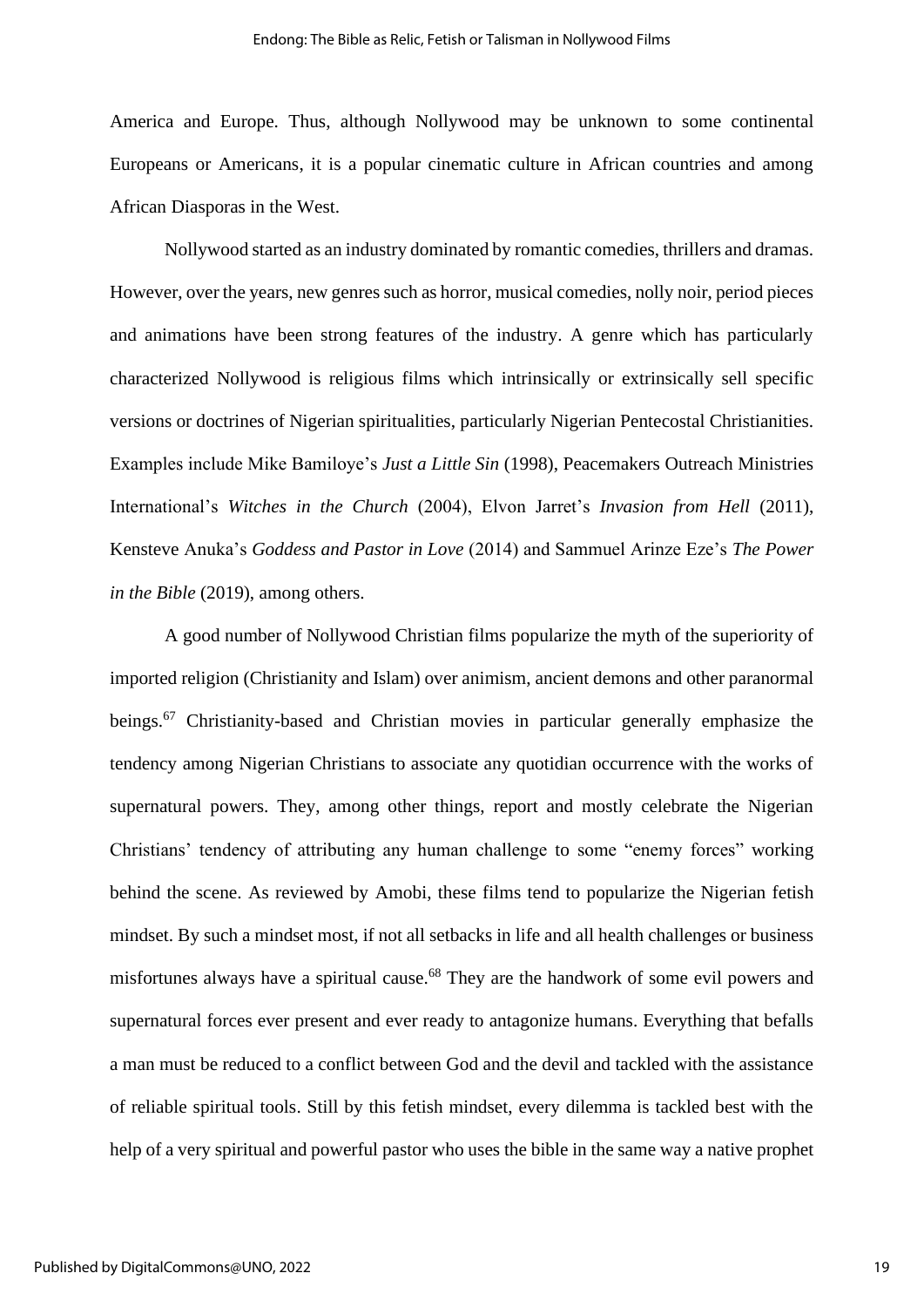America and Europe. Thus, although Nollywood may be unknown to some continental Europeans or Americans, it is a popular cinematic culture in African countries and among African Diasporas in the West.

Nollywood started as an industry dominated by romantic comedies, thrillers and dramas. However, over the years, new genres such as horror, musical comedies, nolly noir, period pieces and animations have been strong features of the industry. A genre which has particularly characterized Nollywood is religious films which intrinsically or extrinsically sell specific versions or doctrines of Nigerian spiritualities, particularly Nigerian Pentecostal Christianities. Examples include Mike Bamiloye's *Just a Little Sin* (1998), Peacemakers Outreach Ministries International's *Witches in the Church* (2004), Elvon Jarret's *Invasion from Hell* (2011), Kensteve Anuka's *Goddess and Pastor in Love* (2014) and Sammuel Arinze Eze's *The Power in the Bible* (2019), among others.

A good number of Nollywood Christian films popularize the myth of the superiority of imported religion (Christianity and Islam) over animism, ancient demons and other paranormal beings.[67] Christianity-based and Christian movies in particular generally emphasize the tendency among Nigerian Christians to associate any quotidian occurrence with the works of supernatural powers. They, among other things, report and mostly celebrate the Nigerian Christians' tendency of attributing any human challenge to some "enemy forces" working behind the scene. As reviewed by Amobi, these films tend to popularize the Nigerian fetish mindset. By such a mindset most, if not all setbacks in life and all health challenges or business misfortunes always have a spiritual cause.[68] They are the handwork of some evil powers and supernatural forces ever present and ever ready to antagonize humans. Everything that befalls a man must be reduced to a conflict between God and the devil and tackled with the assistance of reliable spiritual tools. Still by this fetish mindset, every dilemma is tackled best with the help of a very spiritual and powerful pastor who uses the bible in the same way a native prophet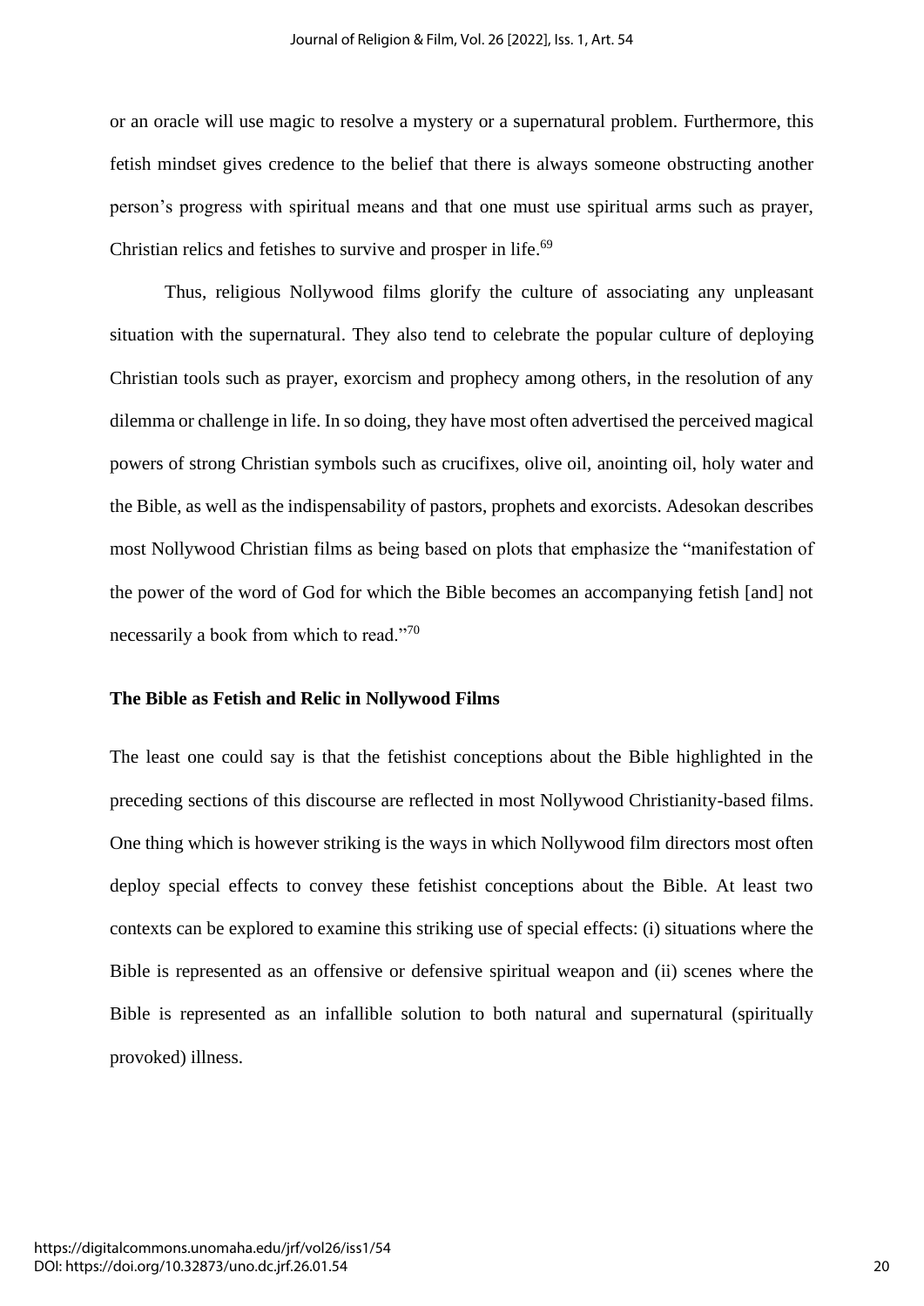or an oracle will use magic to resolve a mystery or a supernatural problem. Furthermore, this fetish mindset gives credence to the belief that there is always someone obstructing another person's progress with spiritual means and that one must use spiritual arms such as prayer, Christian relics and fetishes to survive and prosper in life.[69]

Thus, religious Nollywood films glorify the culture of associating any unpleasant situation with the supernatural. They also tend to celebrate the popular culture of deploying Christian tools such as prayer, exorcism and prophecy among others, in the resolution of any dilemma or challenge in life. In so doing, they have most often advertised the perceived magical powers of strong Christian symbols such as crucifixes, olive oil, anointing oil, holy water and the Bible, as well as the indispensability of pastors, prophets and exorcists. Adesokan describes most Nollywood Christian films as being based on plots that emphasize the "manifestation of the power of the word of God for which the Bible becomes an accompanying fetish [and] not necessarily a book from which to read."[70]

## The Bible as Fetish and Relic in Nollywood Films

The least one could say is that the fetishist conceptions about the Bible highlighted in the preceding sections of this discourse are reflected in most Nollywood Christianity-based films. One thing which is however striking is the ways in which Nollywood film directors most often deploy special effects to convey these fetishist conceptions about the Bible. At least two contexts can be explored to examine this striking use of special effects: (i) situations where the Bible is represented as an offensive or defensive spiritual weapon and (ii) scenes where the Bible is represented as an infallible solution to both natural and supernatural (spiritually provoked) illness.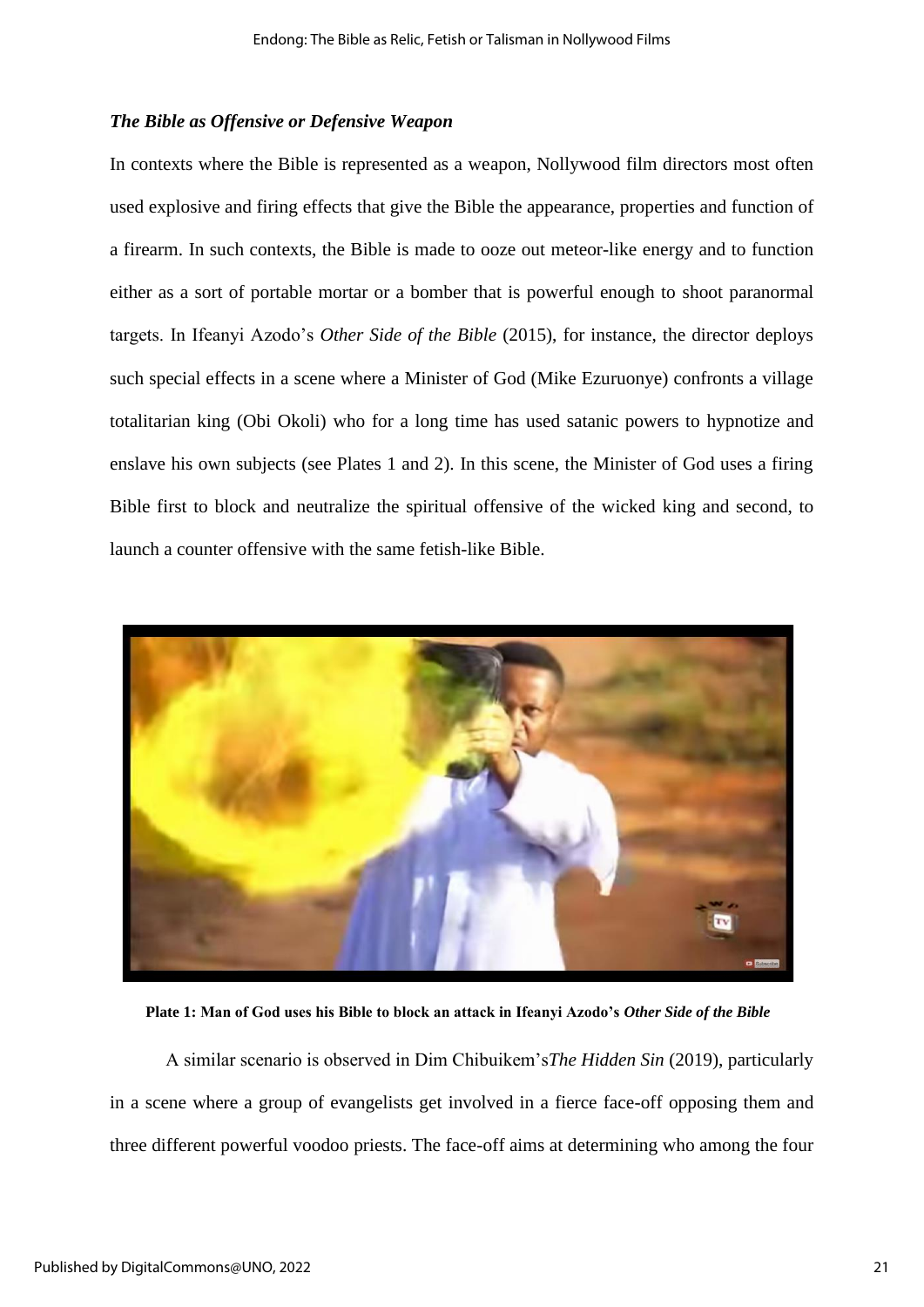### *The Bible as Offensive or Defensive Weapon*

In contexts where the Bible is represented as a weapon, Nollywood film directors most often used explosive and firing effects that give the Bible the appearance, properties and function of a firearm. In such contexts, the Bible is made to ooze out meteor-like energy and to function either as a sort of portable mortar or a bomber that is powerful enough to shoot paranormal targets. In Ifeanyi Azodo's *Other Side of the Bible* (2015), for instance, the director deploys such special effects in a scene where a Minister of God (Mike Ezuruonye) confronts a village totalitarian king (Obi Okoli) who for a long time has used satanic powers to hypnotize and enslave his own subjects (see Plates 1 and 2). In this scene, the Minister of God uses a firing Bible first to block and neutralize the spiritual offensive of the wicked king and second, to launch a counter offensive with the same fetish-like Bible.

**Plate 1: Man of God uses his Bible to block an attack in Ifeanyi Azodo's *Other Side of the Bible***

A similar scenario is observed in Dim Chibuikem's*The Hidden Sin* (2019), particularly in a scene where a group of evangelists get involved in a fierce face-off opposing them and three different powerful voodoo priests. The face-off aims at determining who among the four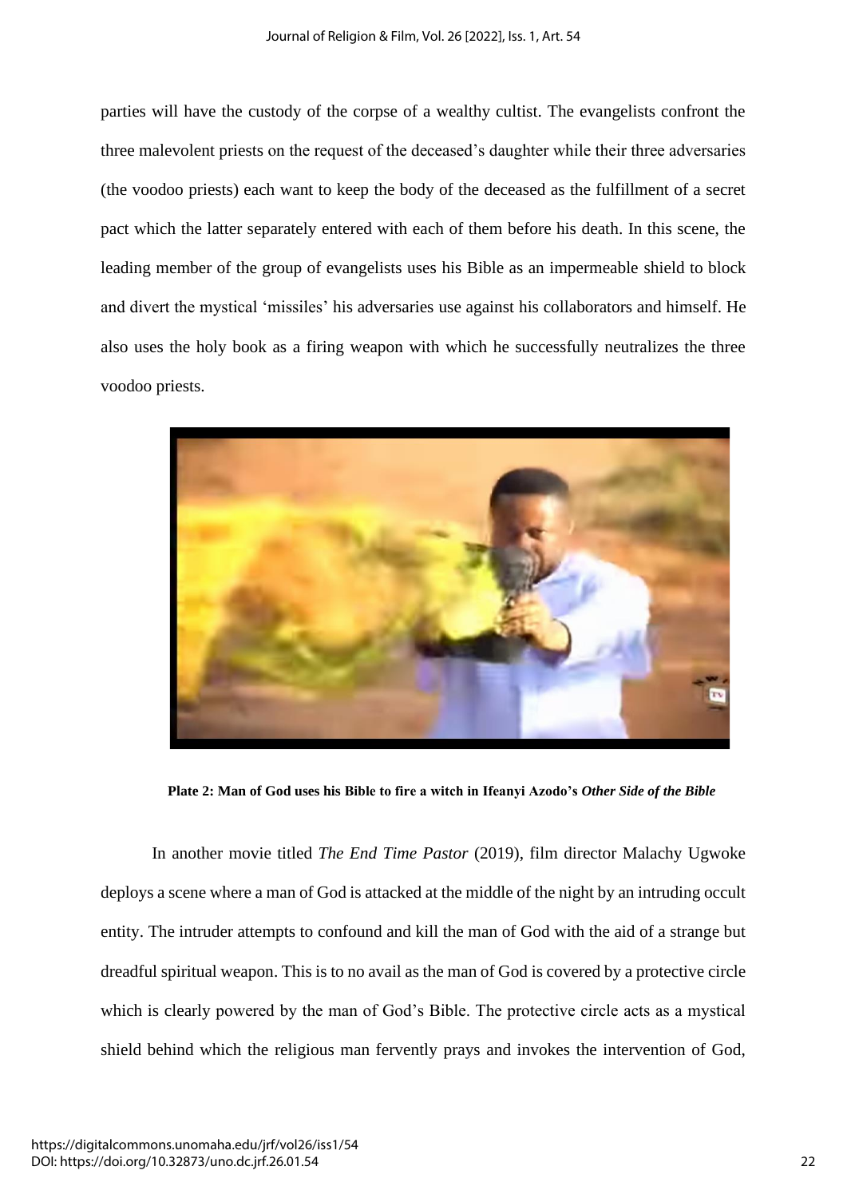parties will have the custody of the corpse of a wealthy cultist. The evangelists confront the three malevolent priests on the request of the deceased's daughter while their three adversaries (the voodoo priests) each want to keep the body of the deceased as the fulfillment of a secret pact which the latter separately entered with each of them before his death. In this scene, the leading member of the group of evangelists uses his Bible as an impermeable shield to block and divert the mystical 'missiles' his adversaries use against his collaborators and himself. He also uses the holy book as a firing weapon with which he successfully neutralizes the three voodoo priests.

**Plate 2: Man of God uses his Bible to fire a witch in Ifeanyi Azodo's *Other Side of the Bible***

In another movie titled *The End Time Pastor* (2019), film director Malachy Ugwoke deploys a scene where a man of God is attacked at the middle of the night by an intruding occult entity. The intruder attempts to confound and kill the man of God with the aid of a strange but dreadful spiritual weapon. This is to no avail as the man of God is covered by a protective circle which is clearly powered by the man of God's Bible. The protective circle acts as a mystical shield behind which the religious man fervently prays and invokes the intervention of God,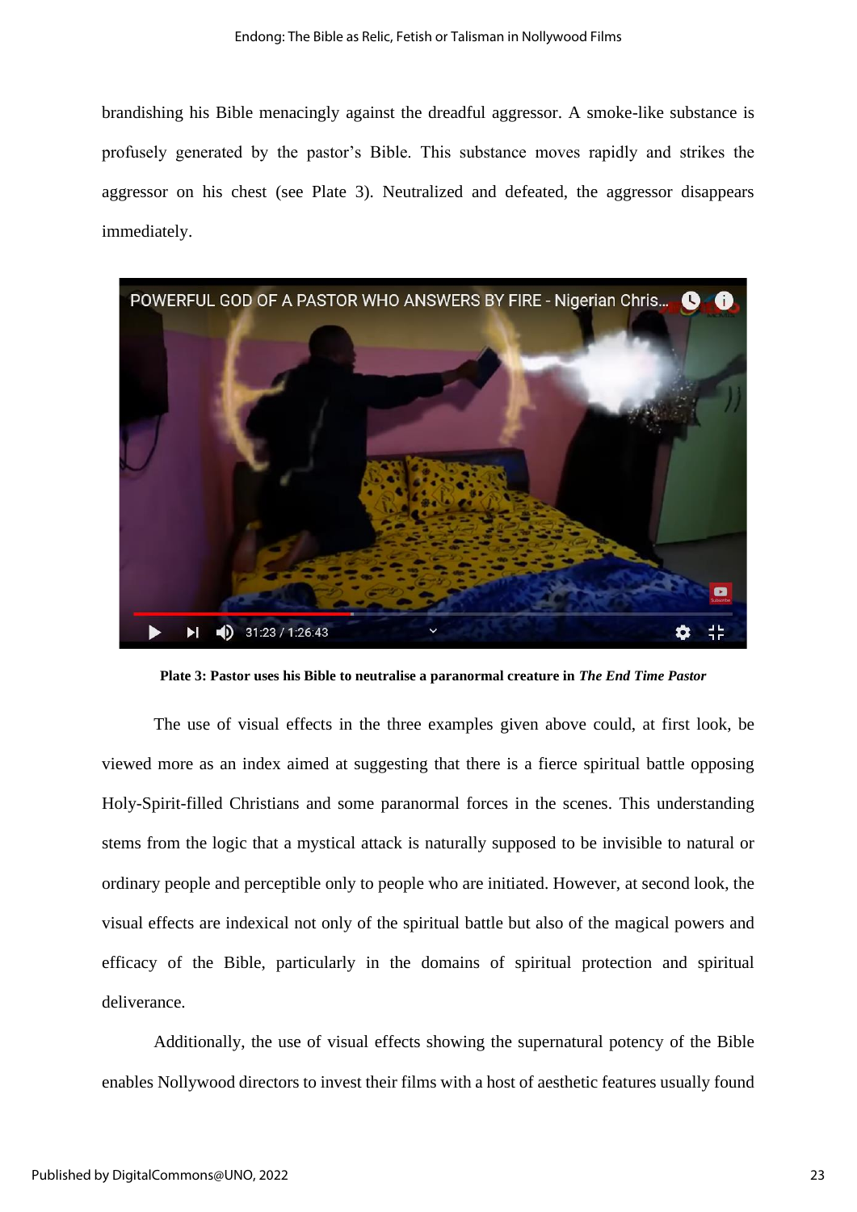brandishing his Bible menacingly against the dreadful aggressor. A smoke-like substance is profusely generated by the pastor's Bible. This substance moves rapidly and strikes the aggressor on his chest (see Plate 3). Neutralized and defeated, the aggressor disappears immediately.

**Plate 3: Pastor uses his Bible to neutralise a paranormal creature in *The End Time Pastor***

The use of visual effects in the three examples given above could, at first look, be viewed more as an index aimed at suggesting that there is a fierce spiritual battle opposing Holy-Spirit-filled Christians and some paranormal forces in the scenes. This understanding stems from the logic that a mystical attack is naturally supposed to be invisible to natural or ordinary people and perceptible only to people who are initiated. However, at second look, the visual effects are indexical not only of the spiritual battle but also of the magical powers and efficacy of the Bible, particularly in the domains of spiritual protection and spiritual deliverance.

Additionally, the use of visual effects showing the supernatural potency of the Bible enables Nollywood directors to invest their films with a host of aesthetic features usually found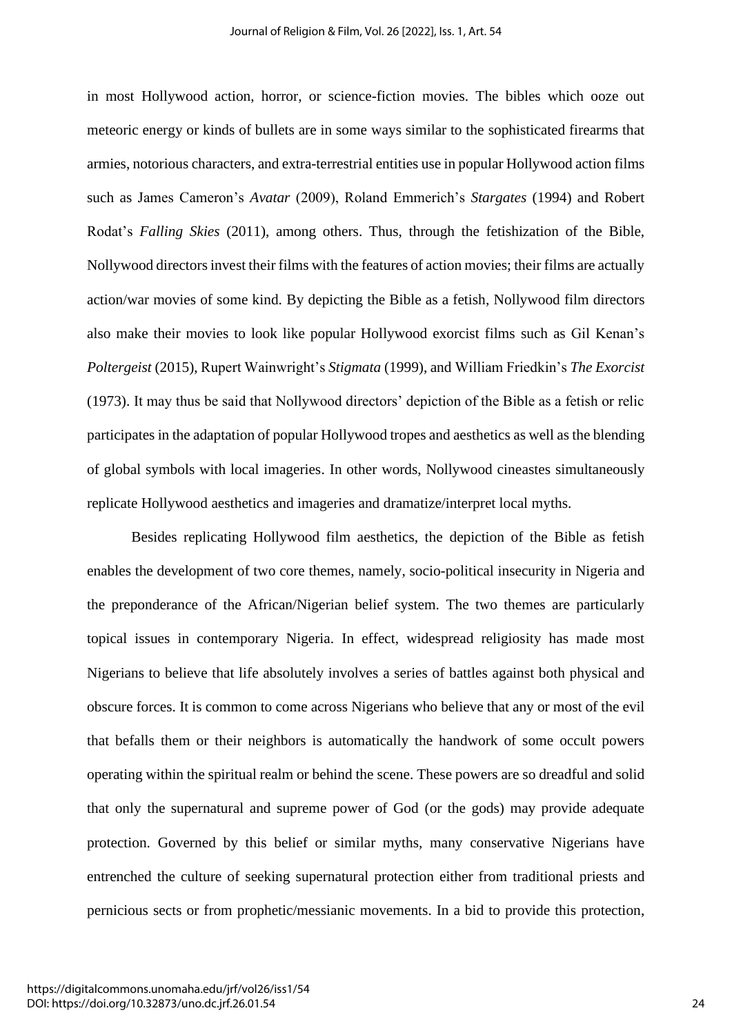in most Hollywood action, horror, or science-fiction movies. The bibles which ooze out meteoric energy or kinds of bullets are in some ways similar to the sophisticated firearms that armies, notorious characters, and extra-terrestrial entities use in popular Hollywood action films such as James Cameron's *Avatar* (2009), Roland Emmerich's *Stargates* (1994) and Robert Rodat's *Falling Skies* (2011), among others. Thus, through the fetishization of the Bible, Nollywood directors invest their films with the features of action movies; their films are actually action/war movies of some kind. By depicting the Bible as a fetish, Nollywood film directors also make their movies to look like popular Hollywood exorcist films such as Gil Kenan's *Poltergeist* (2015), Rupert Wainwright's *Stigmata* (1999), and William Friedkin's *The Exorcist* (1973). It may thus be said that Nollywood directors' depiction of the Bible as a fetish or relic participates in the adaptation of popular Hollywood tropes and aesthetics as well as the blending of global symbols with local imageries. In other words, Nollywood cineastes simultaneously replicate Hollywood aesthetics and imageries and dramatize/interpret local myths.

Besides replicating Hollywood film aesthetics, the depiction of the Bible as fetish enables the development of two core themes, namely, socio-political insecurity in Nigeria and the preponderance of the African/Nigerian belief system. The two themes are particularly topical issues in contemporary Nigeria. In effect, widespread religiosity has made most Nigerians to believe that life absolutely involves a series of battles against both physical and obscure forces. It is common to come across Nigerians who believe that any or most of the evil that befalls them or their neighbors is automatically the handwork of some occult powers operating within the spiritual realm or behind the scene. These powers are so dreadful and solid that only the supernatural and supreme power of God (or the gods) may provide adequate protection. Governed by this belief or similar myths, many conservative Nigerians have entrenched the culture of seeking supernatural protection either from traditional priests and pernicious sects or from prophetic/messianic movements. In a bid to provide this protection,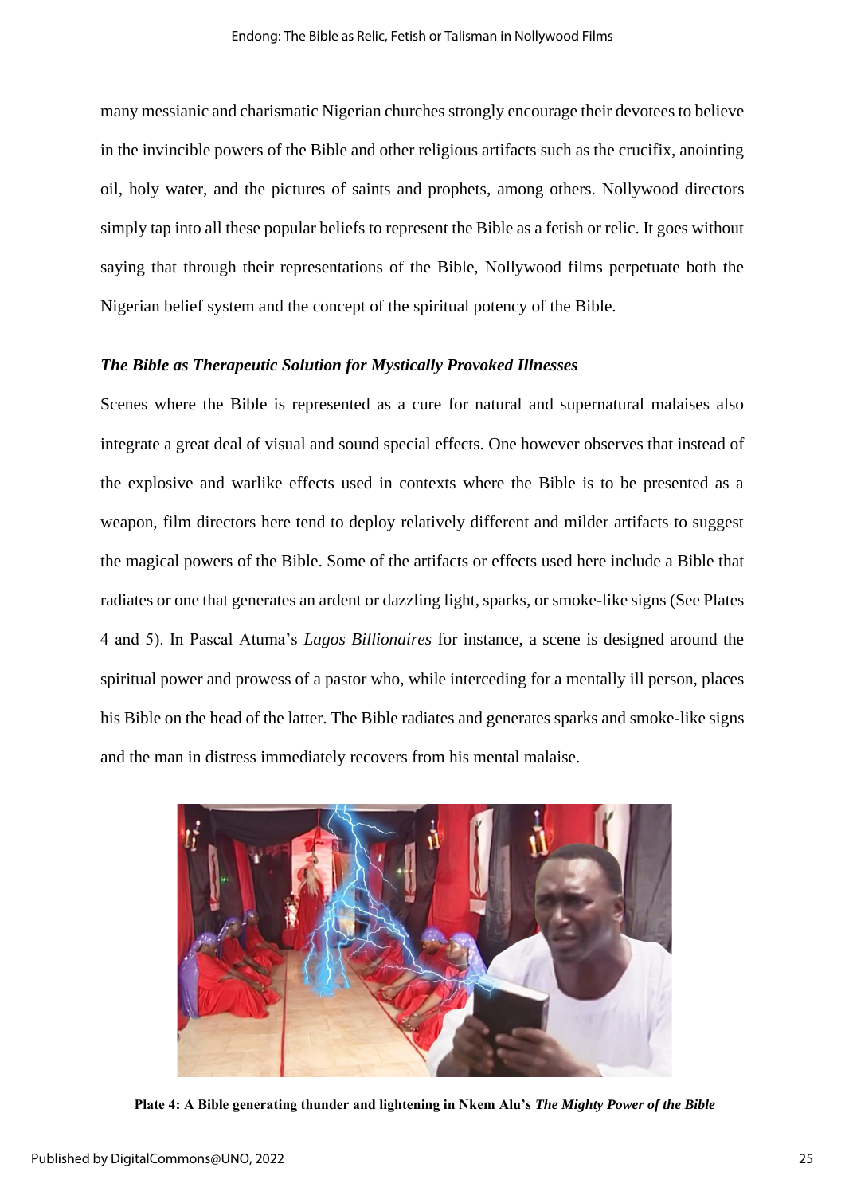many messianic and charismatic Nigerian churches strongly encourage their devotees to believe in the invincible powers of the Bible and other religious artifacts such as the crucifix, anointing oil, holy water, and the pictures of saints and prophets, among others. Nollywood directors simply tap into all these popular beliefs to represent the Bible as a fetish or relic. It goes without saying that through their representations of the Bible, Nollywood films perpetuate both the Nigerian belief system and the concept of the spiritual potency of the Bible.

### *The Bible as Therapeutic Solution for Mystically Provoked Illnesses*

Scenes where the Bible is represented as a cure for natural and supernatural malaises also integrate a great deal of visual and sound special effects. One however observes that instead of the explosive and warlike effects used in contexts where the Bible is to be presented as a weapon, film directors here tend to deploy relatively different and milder artifacts to suggest the magical powers of the Bible. Some of the artifacts or effects used here include a Bible that radiates or one that generates an ardent or dazzling light, sparks, or smoke-like signs (See Plates 4 and 5). In Pascal Atuma's *Lagos Billionaires* for instance, a scene is designed around the spiritual power and prowess of a pastor who, while interceding for a mentally ill person, places his Bible on the head of the latter. The Bible radiates and generates sparks and smoke-like signs and the man in distress immediately recovers from his mental malaise.

**Plate 4: A Bible generating thunder and lightening in Nkem Alu's *The Mighty Power of the Bible***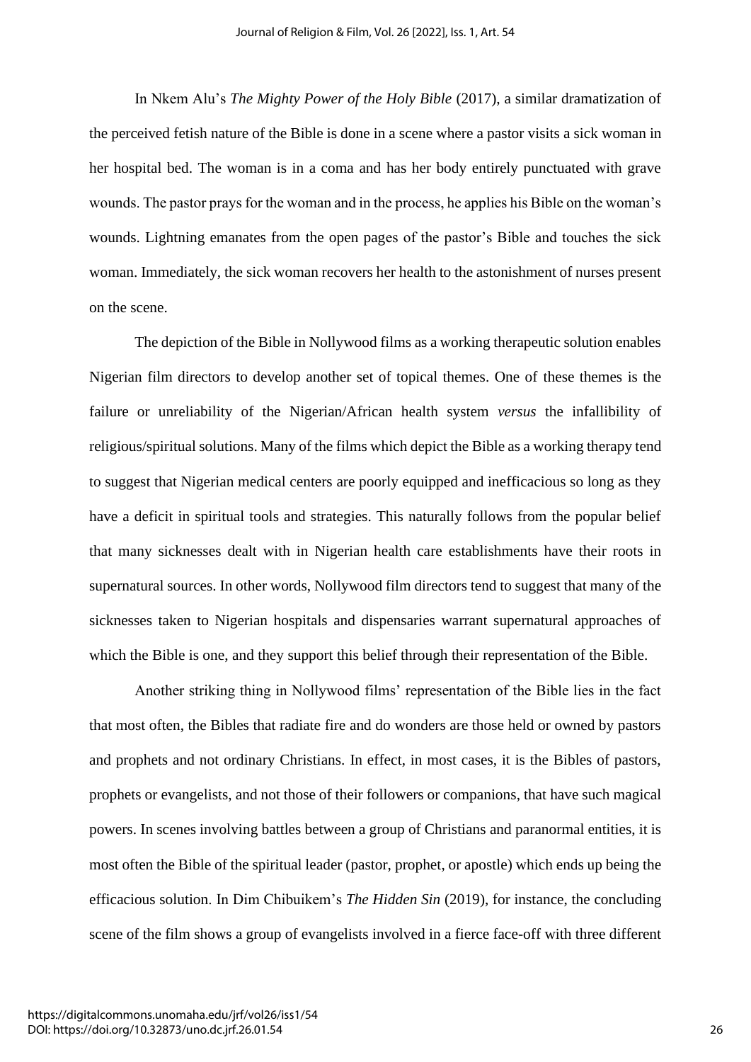In Nkem Alu's *The Mighty Power of the Holy Bible* (2017), a similar dramatization of the perceived fetish nature of the Bible is done in a scene where a pastor visits a sick woman in her hospital bed. The woman is in a coma and has her body entirely punctuated with grave wounds. The pastor prays for the woman and in the process, he applies his Bible on the woman's wounds. Lightning emanates from the open pages of the pastor's Bible and touches the sick woman. Immediately, the sick woman recovers her health to the astonishment of nurses present on the scene.

The depiction of the Bible in Nollywood films as a working therapeutic solution enables Nigerian film directors to develop another set of topical themes. One of these themes is the failure or unreliability of the Nigerian/African health system *versus* the infallibility of religious/spiritual solutions. Many of the films which depict the Bible as a working therapy tend to suggest that Nigerian medical centers are poorly equipped and inefficacious so long as they have a deficit in spiritual tools and strategies. This naturally follows from the popular belief that many sicknesses dealt with in Nigerian health care establishments have their roots in supernatural sources. In other words, Nollywood film directors tend to suggest that many of the sicknesses taken to Nigerian hospitals and dispensaries warrant supernatural approaches of which the Bible is one, and they support this belief through their representation of the Bible.

Another striking thing in Nollywood films' representation of the Bible lies in the fact that most often, the Bibles that radiate fire and do wonders are those held or owned by pastors and prophets and not ordinary Christians. In effect, in most cases, it is the Bibles of pastors, prophets or evangelists, and not those of their followers or companions, that have such magical powers. In scenes involving battles between a group of Christians and paranormal entities, it is most often the Bible of the spiritual leader (pastor, prophet, or apostle) which ends up being the efficacious solution. In Dim Chibuikem's *The Hidden Sin* (2019), for instance, the concluding scene of the film shows a group of evangelists involved in a fierce face-off with three different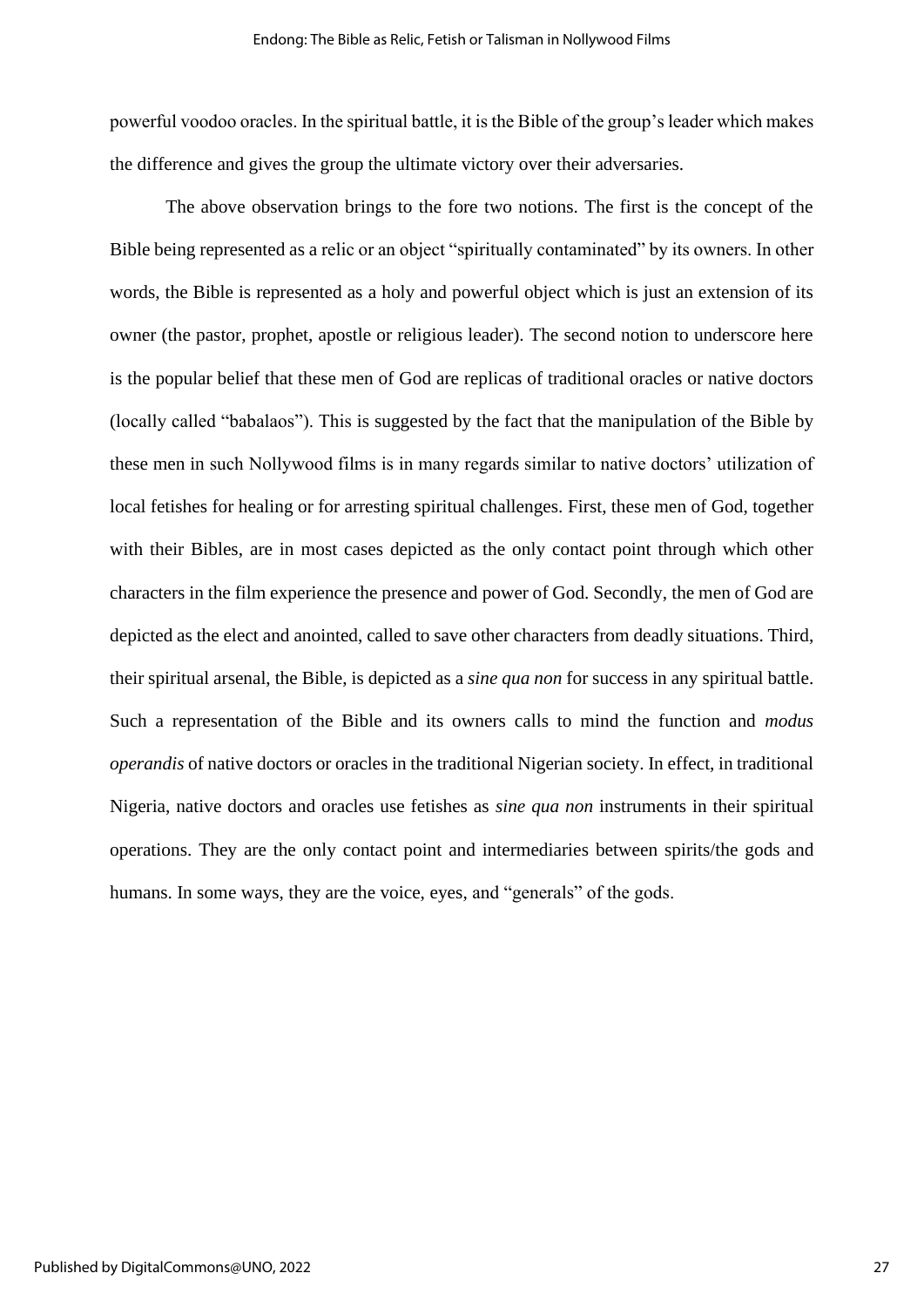powerful voodoo oracles. In the spiritual battle, it is the Bible of the group's leader which makes the difference and gives the group the ultimate victory over their adversaries.

The above observation brings to the fore two notions. The first is the concept of the Bible being represented as a relic or an object "spiritually contaminated" by its owners. In other words, the Bible is represented as a holy and powerful object which is just an extension of its owner (the pastor, prophet, apostle or religious leader). The second notion to underscore here is the popular belief that these men of God are replicas of traditional oracles or native doctors (locally called "babalaos"). This is suggested by the fact that the manipulation of the Bible by these men in such Nollywood films is in many regards similar to native doctors' utilization of local fetishes for healing or for arresting spiritual challenges. First, these men of God, together with their Bibles, are in most cases depicted as the only contact point through which other characters in the film experience the presence and power of God. Secondly, the men of God are depicted as the elect and anointed, called to save other characters from deadly situations. Third, their spiritual arsenal, the Bible, is depicted as a *sine qua non* for success in any spiritual battle. Such a representation of the Bible and its owners calls to mind the function and *modus operandis* of native doctors or oracles in the traditional Nigerian society. In effect, in traditional Nigeria, native doctors and oracles use fetishes as *sine qua non* instruments in their spiritual operations. They are the only contact point and intermediaries between spirits/the gods and humans. In some ways, they are the voice, eyes, and "generals" of the gods.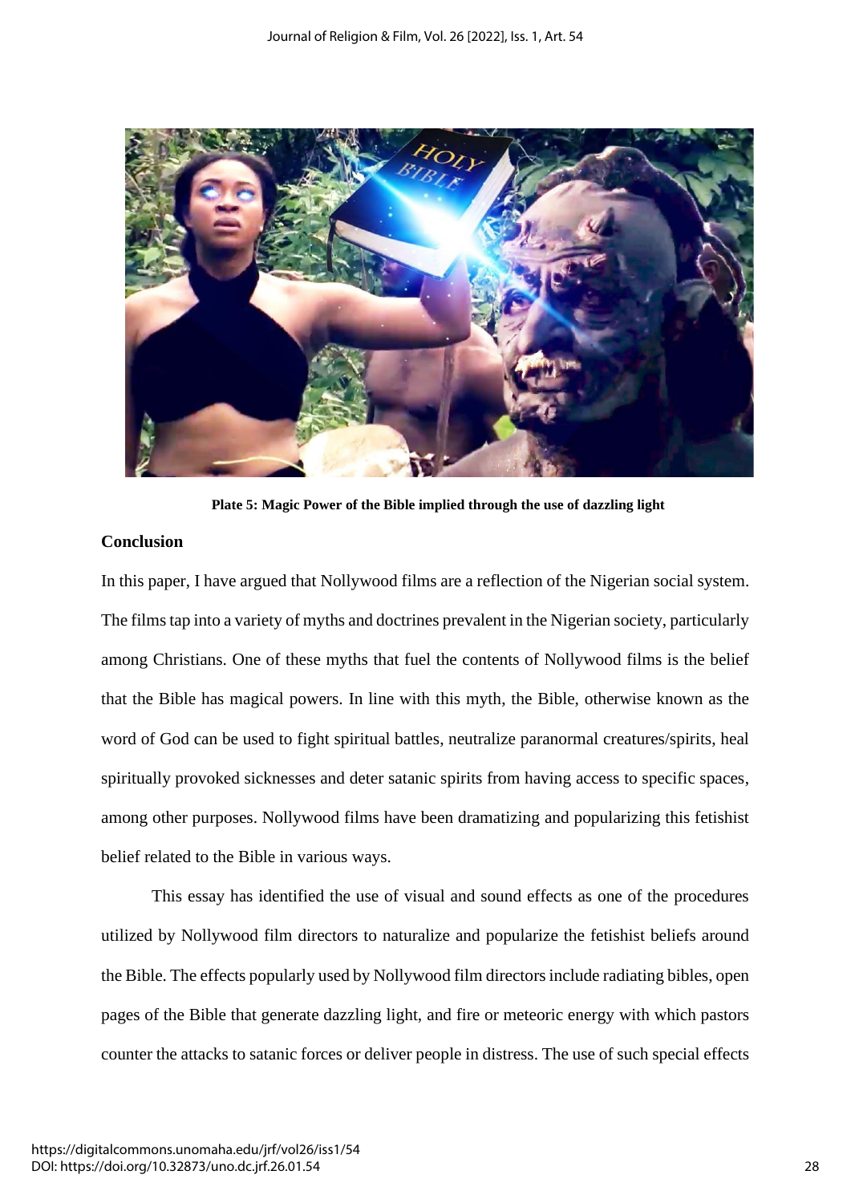**Plate 5: Magic Power of the Bible implied through the use of dazzling light**

**Conclusion**

In this paper, I have argued that Nollywood films are a reflection of the Nigerian social system. The films tap into a variety of myths and doctrines prevalent in the Nigerian society, particularly among Christians. One of these myths that fuel the contents of Nollywood films is the belief that the Bible has magical powers. In line with this myth, the Bible, otherwise known as the word of God can be used to fight spiritual battles, neutralize paranormal creatures/spirits, heal spiritually provoked sicknesses and deter satanic spirits from having access to specific spaces, among other purposes. Nollywood films have been dramatizing and popularizing this fetishist belief related to the Bible in various ways.

This essay has identified the use of visual and sound effects as one of the procedures utilized by Nollywood film directors to naturalize and popularize the fetishist beliefs around the Bible. The effects popularly used by Nollywood film directors include radiating bibles, open pages of the Bible that generate dazzling light, and fire or meteoric energy with which pastors counter the attacks to satanic forces or deliver people in distress. The use of such special effects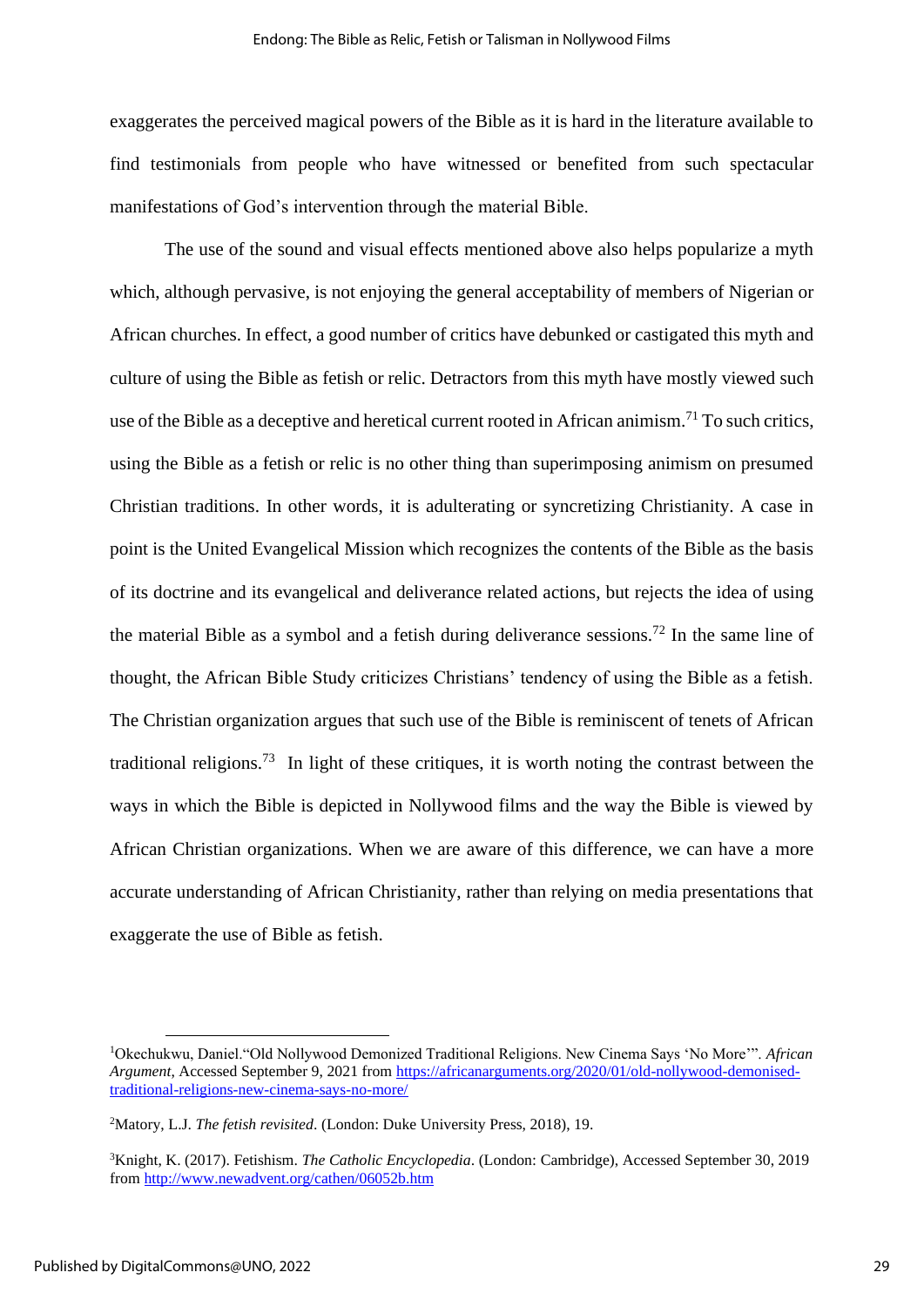exaggerates the perceived magical powers of the Bible as it is hard in the literature available to find testimonials from people who have witnessed or benefited from such spectacular manifestations of God's intervention through the material Bible.

The use of the sound and visual effects mentioned above also helps popularize a myth which, although pervasive, is not enjoying the general acceptability of members of Nigerian or African churches. In effect, a good number of critics have debunked or castigated this myth and culture of using the Bible as fetish or relic. Detractors from this myth have mostly viewed such use of the Bible as a deceptive and heretical current rooted in African animism.[71] To such critics, using the Bible as a fetish or relic is no other thing than superimposing animism on presumed Christian traditions. In other words, it is adulterating or syncretizing Christianity. A case in point is the United Evangelical Mission which recognizes the contents of the Bible as the basis of its doctrine and its evangelical and deliverance related actions, but rejects the idea of using the material Bible as a symbol and a fetish during deliverance sessions.[72] In the same line of thought, the African Bible Study criticizes Christians' tendency of using the Bible as a fetish. The Christian organization argues that such use of the Bible is reminiscent of tenets of African traditional religions.[73] In light of these critiques, it is worth noting the contrast between the ways in which the Bible is depicted in Nollywood films and the way the Bible is viewed by African Christian organizations. When we are aware of this difference, we can have a more accurate understanding of African Christianity, rather than relying on media presentations that exaggerate the use of Bible as fetish.

---

[1]Okechukwu, Daniel."Old Nollywood Demonized Traditional Religions. New Cinema Says 'No More'". *African Argument*, Accessed September 9, 2021 from https://africanarguments.org/2020/01/old-nollywood-demonised-traditional-religions-new-cinema-says-no-more/

[2]Matory, L.J. *The fetish revisited*. (London: Duke University Press, 2018), 19.

[3]Knight, K. (2017). Fetishism. *The Catholic Encyclopedia*. (London: Cambridge), Accessed September 30, 2019 from http://www.newadvent.org/cathen/06052b.htm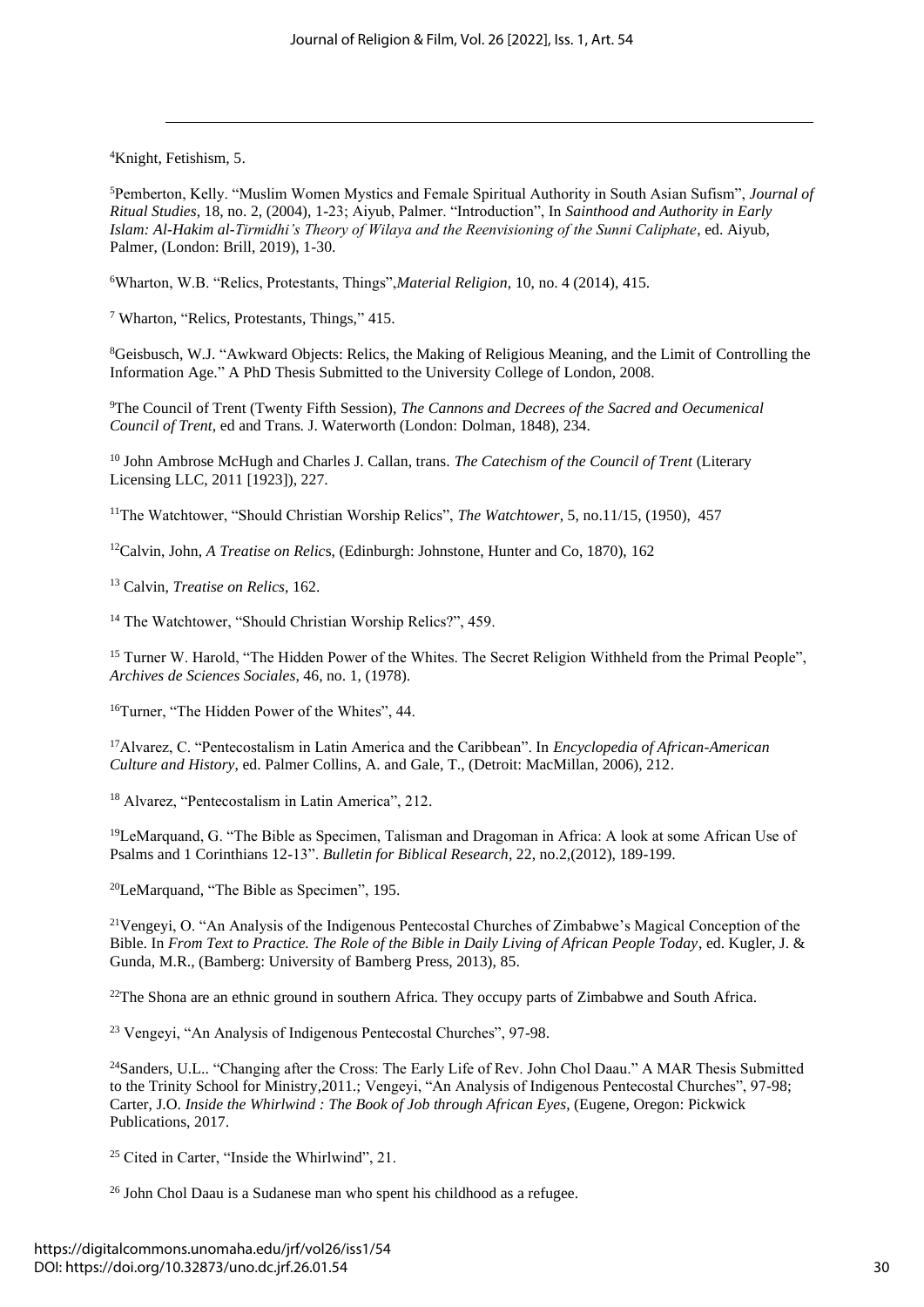[4]Knight, Fetishism, 5.

[5]Pemberton, Kelly. "Muslim Women Mystics and Female Spiritual Authority in South Asian Sufism", *Journal of Ritual Studies*, 18, no. 2, (2004), 1-23; Aiyub, Palmer. "Introduction", In *Sainthood and Authority in Early Islam: Al-Hakim al-Tirmidhi's Theory of Wilaya and the Reenvisioning of the Sunni Caliphate*, ed. Aiyub, Palmer, (London: Brill, 2019), 1-30.

[6]Wharton, W.B. "Relics, Protestants, Things",*Material Religion*, 10, no. 4 (2014), 415.

[7] Wharton, "Relics, Protestants, Things," 415.

[8]Geisbusch, W.J. "Awkward Objects: Relics, the Making of Religious Meaning, and the Limit of Controlling the Information Age." A PhD Thesis Submitted to the University College of London, 2008.

[9]The Council of Trent (Twenty Fifth Session), *The Cannons and Decrees of the Sacred and Oecumenical Council of Trent*, ed and Trans. J. Waterworth (London: Dolman, 1848), 234.

[10] John Ambrose McHugh and Charles J. Callan, trans. *The Catechism of the Council of Trent* (Literary Licensing LLC, 2011 [1923]), 227.

[11]The Watchtower, "Should Christian Worship Relics", *The Watchtower*, 5, no.11/15, (1950), 457

[12]Calvin, John, *A Treatise on Relics*, (Edinburgh: Johnstone, Hunter and Co, 1870), 162

[13] Calvin, *Treatise on Relics*, 162.

[14] The Watchtower, "Should Christian Worship Relics?", 459.

[15] Turner W. Harold, "The Hidden Power of the Whites. The Secret Religion Withheld from the Primal People", *Archives de Sciences Sociales*, 46, no. 1, (1978).

[16]Turner, "The Hidden Power of the Whites", 44.

[17]Alvarez, C. "Pentecostalism in Latin America and the Caribbean". In *Encyclopedia of African-American Culture and History*, ed. Palmer Collins, A. and Gale, T., (Detroit: MacMillan, 2006), 212.

[18] Alvarez, "Pentecostalism in Latin America", 212.

[19]LeMarquand, G. "The Bible as Specimen, Talisman and Dragoman in Africa: A look at some African Use of Psalms and 1 Corinthians 12-13". *Bulletin for Biblical Research*, 22, no.2,(2012), 189-199.

[20]LeMarquand, "The Bible as Specimen", 195.

[21]Vengeyi, O. "An Analysis of the Indigenous Pentecostal Churches of Zimbabwe's Magical Conception of the Bible. In *From Text to Practice. The Role of the Bible in Daily Living of African People Today*, ed. Kugler, J. & Gunda, M.R., (Bamberg: University of Bamberg Press, 2013), 85.

[22]The Shona are an ethnic ground in southern Africa. They occupy parts of Zimbabwe and South Africa.

[23] Vengeyi, "An Analysis of Indigenous Pentecostal Churches", 97-98.

[24]Sanders, U.L.. "Changing after the Cross: The Early Life of Rev. John Chol Daau." A MAR Thesis Submitted to the Trinity School for Ministry,2011.; Vengeyi, "An Analysis of Indigenous Pentecostal Churches", 97-98; Carter, J.O. *Inside the Whirlwind : The Book of Job through African Eyes*, (Eugene, Oregon: Pickwick Publications, 2017.

[25] Cited in Carter, "Inside the Whirlwind", 21.

[26] John Chol Daau is a Sudanese man who spent his childhood as a refugee.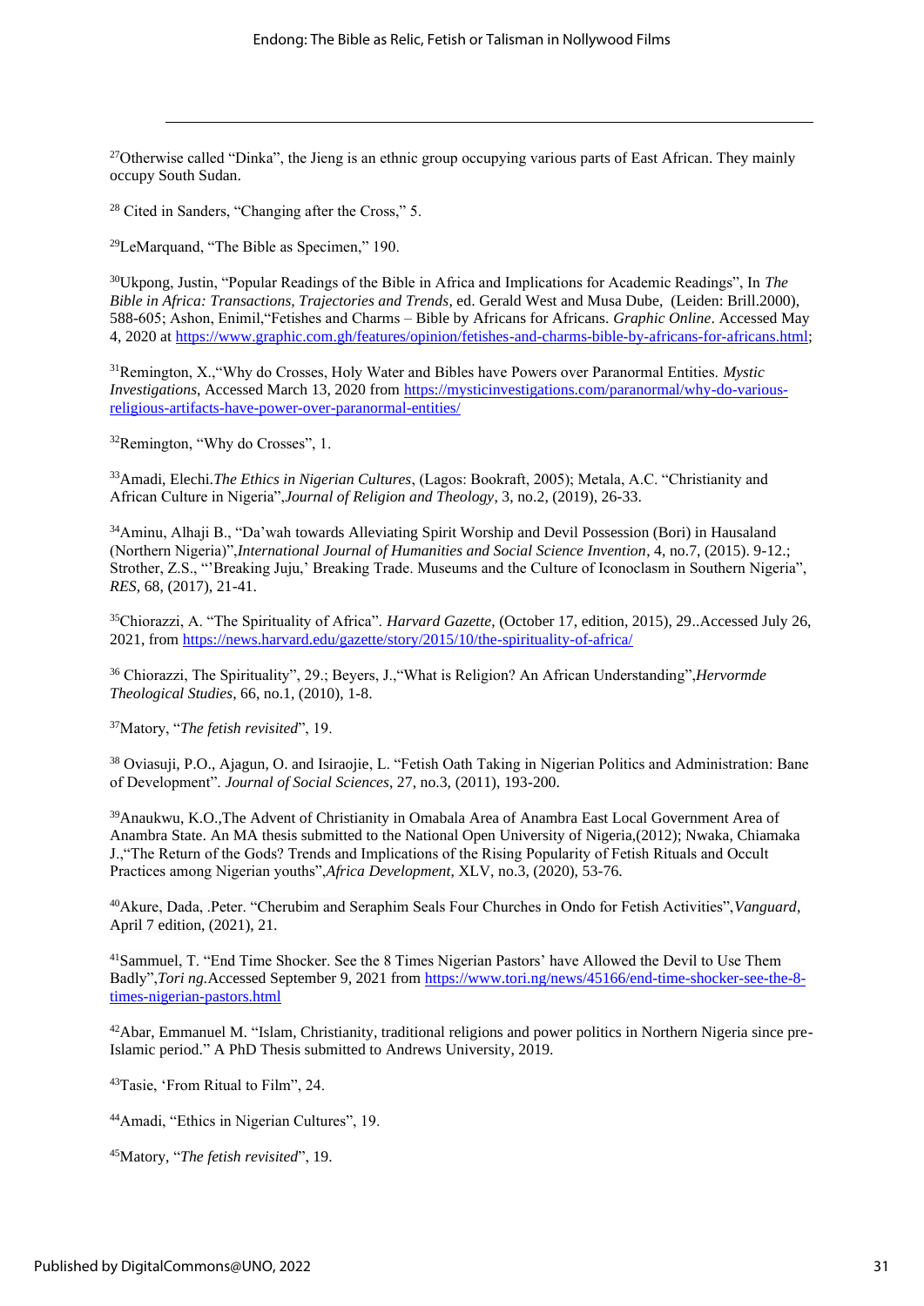[27]Otherwise called "Dinka", the Jieng is an ethnic group occupying various parts of East African. They mainly occupy South Sudan.

[28] Cited in Sanders, "Changing after the Cross," 5.

[29]LeMarquand, "The Bible as Specimen," 190.

[30]Ukpong, Justin, "Popular Readings of the Bible in Africa and Implications for Academic Readings", In *The Bible in Africa: Transactions, Trajectories and Trends*, ed. Gerald West and Musa Dube, (Leiden: Brill.2000), 588-605; Ashon, Enimil,"Fetishes and Charms – Bible by Africans for Africans. *Graphic Online*. Accessed May 4, 2020 at https://www.graphic.com.gh/features/opinion/fetishes-and-charms-bible-by-africans-for-africans.html;

[31]Remington, X.,"Why do Crosses, Holy Water and Bibles have Powers over Paranormal Entities. *Mystic Investigations*, Accessed March 13, 2020 from https://mysticinvestigations.com/paranormal/why-do-various-religious-artifacts-have-power-over-paranormal-entities/

[32]Remington, "Why do Crosses", 1.

[33]Amadi, Elechi.*The Ethics in Nigerian Cultures*, (Lagos: Bookraft, 2005); Metala, A.C. "Christianity and African Culture in Nigeria",*Journal of Religion and Theology*, 3, no.2, (2019), 26-33.

[34]Aminu, Alhaji B., "Da'wah towards Alleviating Spirit Worship and Devil Possession (Bori) in Hausaland (Northern Nigeria)",*International Journal of Humanities and Social Science Invention*, 4, no.7, (2015). 9-12.; Strother, Z.S., "'Breaking Juju,' Breaking Trade. Museums and the Culture of Iconoclasm in Southern Nigeria", *RES*, 68, (2017), 21-41.

[35]Chiorazzi, A. "The Spirituality of Africa". *Harvard Gazette*, (October 17, edition, 2015), 29..Accessed July 26, 2021, from https://news.harvard.edu/gazette/story/2015/10/the-spirituality-of-africa/

[36] Chiorazzi, The Spirituality", 29.; Beyers, J.,"What is Religion? An African Understanding",*Hervormde Theological Studies*, 66, no.1, (2010), 1-8.

[37]Matory, "*The fetish revisited*", 19.

[38] Oviasuji, P.O., Ajagun, O. and Isiraojie, L. "Fetish Oath Taking in Nigerian Politics and Administration: Bane of Development". *Journal of Social Sciences*, 27, no.3, (2011), 193-200.

[39]Anaukwu, K.O.,The Advent of Christianity in Omabala Area of Anambra East Local Government Area of Anambra State. An MA thesis submitted to the National Open University of Nigeria,(2012); Nwaka, Chiamaka J.,"The Return of the Gods? Trends and Implications of the Rising Popularity of Fetish Rituals and Occult Practices among Nigerian youths",*Africa Development*, XLV, no.3, (2020), 53-76.

[40]Akure, Dada, .Peter. "Cherubim and Seraphim Seals Four Churches in Ondo for Fetish Activities",*Vanguard*, April 7 edition, (2021), 21.

[41]Sammuel, T. "End Time Shocker. See the 8 Times Nigerian Pastors' have Allowed the Devil to Use Them Badly",*Tori ng*.Accessed September 9, 2021 from https://www.tori.ng/news/45166/end-time-shocker-see-the-8-times-nigerian-pastors.html

[42]Abar, Emmanuel M. "Islam, Christianity, traditional religions and power politics in Northern Nigeria since pre-Islamic period." A PhD Thesis submitted to Andrews University, 2019.

[43]Tasie, 'From Ritual to Film", 24.

[44]Amadi, "Ethics in Nigerian Cultures", 19.

[45]Matory, "*The fetish revisited*", 19.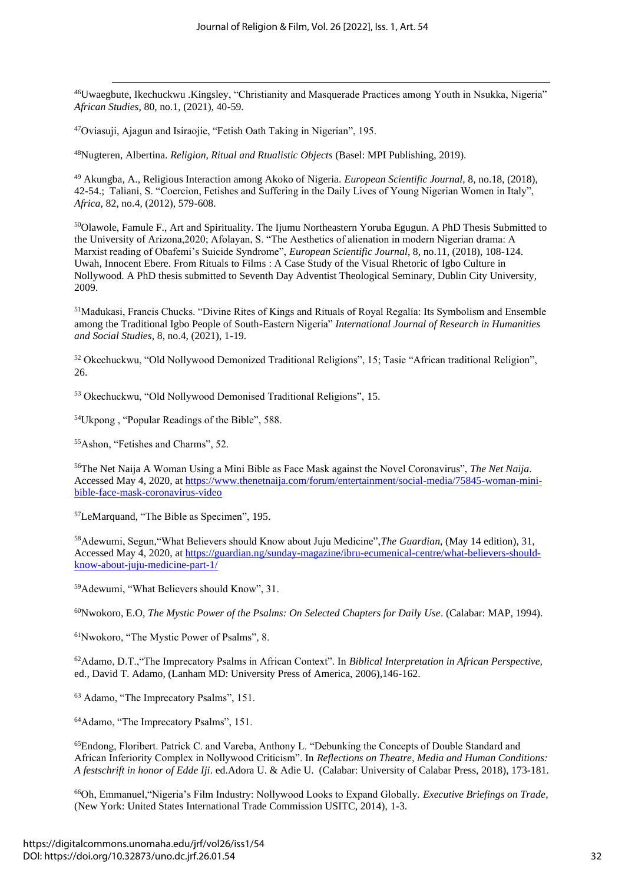[46]Uwaegbute, Ikechukwu .Kingsley, "Christianity and Masquerade Practices among Youth in Nsukka, Nigeria" *African Studies,* 80, no.1, (2021), 40-59.

[47]Oviasuji, Ajagun and Isiraojie, "Fetish Oath Taking in Nigerian", 195.

[48]Nugteren, Albertina. *Religion, Ritual and Rtualistic Objects* (Basel: MPI Publishing, 2019).

[49] Akungba, A., Religious Interaction among Akoko of Nigeria. *European Scientific Journal*, 8, no.18, (2018), 42-54.; Taliani, S. "Coercion, Fetishes and Suffering in the Daily Lives of Young Nigerian Women in Italy", *Africa*, 82, no.4, (2012), 579-608.

[50]Olawole, Famule F., Art and Spirituality. The Ijumu Northeastern Yoruba Egugun. A PhD Thesis Submitted to the University of Arizona,2020; Afolayan, S. "The Aesthetics of alienation in modern Nigerian drama: A Marxist reading of Obafemi's Suicide Syndrome", *European Scientific Journal,* 8, no.11, (2018), 108-124. Uwah, Innocent Ebere. From Rituals to Films : A Case Study of the Visual Rhetoric of Igbo Culture in Nollywood. A PhD thesis submitted to Seventh Day Adventist Theological Seminary, Dublin City University, 2009.

[51]Madukasi, Francis Chucks. "Divine Rites of Kings and Rituals of Royal Regalia: Its Symbolism and Ensemble among the Traditional Igbo People of South-Eastern Nigeria" *International Journal of Research in Humanities and Social Studies*, 8, no.4, (2021), 1-19.

[52] Okechuckwu, "Old Nollywood Demonized Traditional Religions", 15; Tasie "African traditional Religion", 26.

[53] Okechuckwu, "Old Nollywood Demonised Traditional Religions", 15.

[54]Ukpong , "Popular Readings of the Bible", 588.

[55]Ashon, "Fetishes and Charms", 52.

[56]The Net Naija A Woman Using a Mini Bible as Face Mask against the Novel Coronavirus", *The Net Naija*. Accessed May 4, 2020, at https://www.thenetnaija.com/forum/entertainment/social-media/75845-woman-mini-bible-face-mask-coronavirus-video

[57]LeMarquand, "The Bible as Specimen", 195.

[58]Adewumi, Segun,"What Believers should Know about Juju Medicine",*The Guardian*, (May 14 edition), 31, Accessed May 4, 2020, at https://guardian.ng/sunday-magazine/ibru-ecumenical-centre/what-believers-should-know-about-juju-medicine-part-1/

[59]Adewumi, "What Believers should Know", 31.

[60]Nwokoro, E.O, *The Mystic Power of the Psalms: On Selected Chapters for Daily Use*. (Calabar: MAP, 1994).

[61]Nwokoro, "The Mystic Power of Psalms", 8.

[62]Adamo, D.T.,"The Imprecatory Psalms in African Context". In *Biblical Interpretation in African Perspective,* ed., David T. Adamo, (Lanham MD: University Press of America, 2006),146-162.

[63] Adamo, "The Imprecatory Psalms", 151.

[64]Adamo, "The Imprecatory Psalms", 151.

[65]Endong, Floribert. Patrick C. and Vareba, Anthony L. "Debunking the Concepts of Double Standard and African Inferiority Complex in Nollywood Criticism". In *Reflections on Theatre, Media and Human Conditions: A festschrift in honor of Edde Iji*. ed.Adora U. & Adie U. (Calabar: University of Calabar Press, 2018), 173-181.

[66]Oh, Emmanuel,"Nigeria's Film Industry: Nollywood Looks to Expand Globally. *Executive Briefings on Trade*, (New York: United States International Trade Commission USITC, 2014), 1-3.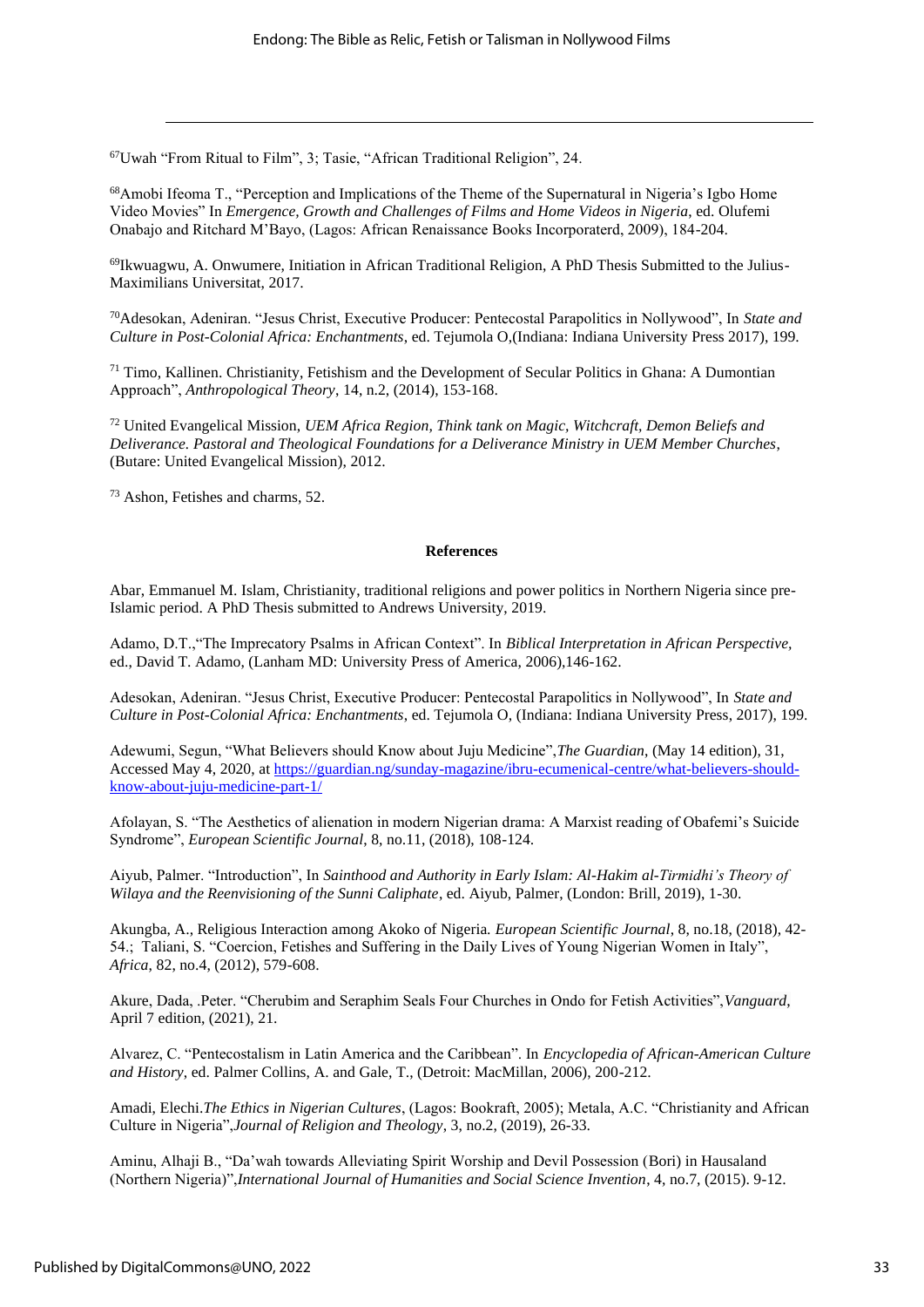[67]Uwah "From Ritual to Film", 3; Tasie, "African Traditional Religion", 24.

[68]Amobi Ifeoma T., "Perception and Implications of the Theme of the Supernatural in Nigeria's Igbo Home Video Movies" In *Emergence, Growth and Challenges of Films and Home Videos in Nigeria*, ed. Olufemi Onabajo and Ritchard M'Bayo, (Lagos: African Renaissance Books Incorporaterd, 2009), 184-204.

[69]Ikwuagwu, A. Onwumere, Initiation in African Traditional Religion, A PhD Thesis Submitted to the Julius-Maximilians Universitat, 2017.

[70]Adesokan, Adeniran. "Jesus Christ, Executive Producer: Pentecostal Parapolitics in Nollywood", In *State and Culture in Post-Colonial Africa: Enchantments*, ed. Tejumola O,(Indiana: Indiana University Press 2017), 199.

[71] Timo, Kallinen. Christianity, Fetishism and the Development of Secular Politics in Ghana: A Dumontian Approach", *Anthropological Theory*, 14, n.2, (2014), 153-168.

[72] United Evangelical Mission, *UEM Africa Region, Think tank on Magic, Witchcraft, Demon Beliefs and Deliverance. Pastoral and Theological Foundations for a Deliverance Ministry in UEM Member Churches*, (Butare: United Evangelical Mission), 2012.

[73] Ashon, Fetishes and charms, 52.

## References

Abar, Emmanuel M. Islam, Christianity, traditional religions and power politics in Northern Nigeria since pre-Islamic period. A PhD Thesis submitted to Andrews University, 2019.

Adamo, D.T.,"The Imprecatory Psalms in African Context". In *Biblical Interpretation in African Perspective,* ed., David T. Adamo, (Lanham MD: University Press of America, 2006),146-162.

Adesokan, Adeniran. "Jesus Christ, Executive Producer: Pentecostal Parapolitics in Nollywood", In *State and Culture in Post-Colonial Africa: Enchantments*, ed. Tejumola O, (Indiana: Indiana University Press, 2017), 199.

Adewumi, Segun, "What Believers should Know about Juju Medicine",*The Guardian*, (May 14 edition), 31, Accessed May 4, 2020, at https://guardian.ng/sunday-magazine/ibru-ecumenical-centre/what-believers-should-know-about-juju-medicine-part-1/

Afolayan, S. "The Aesthetics of alienation in modern Nigerian drama: A Marxist reading of Obafemi's Suicide Syndrome", *European Scientific Journal*, 8, no.11, (2018), 108-124.

Aiyub, Palmer. "Introduction", In *Sainthood and Authority in Early Islam: Al-Hakim al-Tirmidhi's Theory of Wilaya and the Reenvisioning of the Sunni Caliphate*, ed. Aiyub, Palmer, (London: Brill, 2019), 1-30.

Akungba, A., Religious Interaction among Akoko of Nigeria. *European Scientific Journal*, 8, no.18, (2018), 42-54.; Taliani, S. "Coercion, Fetishes and Suffering in the Daily Lives of Young Nigerian Women in Italy", *Africa*, 82, no.4, (2012), 579-608.

Akure, Dada, .Peter. "Cherubim and Seraphim Seals Four Churches in Ondo for Fetish Activities",*Vanguard*, April 7 edition, (2021), 21.

Alvarez, C. "Pentecostalism in Latin America and the Caribbean". In *Encyclopedia of African-American Culture and History*, ed. Palmer Collins, A. and Gale, T., (Detroit: MacMillan, 2006), 200-212.

Amadi, Elechi.*The Ethics in Nigerian Cultures*, (Lagos: Bookraft, 2005); Metala, A.C. "Christianity and African Culture in Nigeria",*Journal of Religion and Theology*, 3, no.2, (2019), 26-33.

Aminu, Alhaji B., "Da'wah towards Alleviating Spirit Worship and Devil Possession (Bori) in Hausaland (Northern Nigeria)",*International Journal of Humanities and Social Science Invention*, 4, no.7, (2015). 9-12.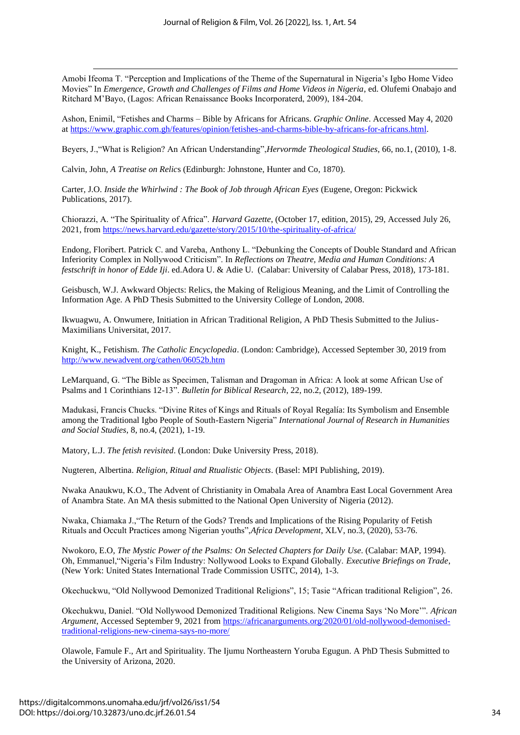Amobi Ifeoma T. "Perception and Implications of the Theme of the Supernatural in Nigeria's Igbo Home Video Movies" In *Emergence, Growth and Challenges of Films and Home Videos in Nigeria*, ed. Olufemi Onabajo and Ritchard M'Bayo, (Lagos: African Renaissance Books Incorporaterd, 2009), 184-204.

Ashon, Enimil, "Fetishes and Charms – Bible by Africans for Africans. *Graphic Online*. Accessed May 4, 2020 at https://www.graphic.com.gh/features/opinion/fetishes-and-charms-bible-by-africans-for-africans.html.

Beyers, J.,"What is Religion? An African Understanding",*Hervormde Theological Studies*, 66, no.1, (2010), 1-8.

Calvin, John, *A Treatise on Relics* (Edinburgh: Johnstone, Hunter and Co, 1870).

Carter, J.O. *Inside the Whirlwind : The Book of Job through African Eyes* (Eugene, Oregon: Pickwick Publications, 2017).

Chiorazzi, A. "The Spirituality of Africa". *Harvard Gazette*, (October 17, edition, 2015), 29, Accessed July 26, 2021, from https://news.harvard.edu/gazette/story/2015/10/the-spirituality-of-africa/

Endong, Floribert. Patrick C. and Vareba, Anthony L. "Debunking the Concepts of Double Standard and African Inferiority Complex in Nollywood Criticism". In *Reflections on Theatre, Media and Human Conditions: A festschrift in honor of Edde Iji*. ed.Adora U. & Adie U. (Calabar: University of Calabar Press, 2018), 173-181.

Geisbusch, W.J. Awkward Objects: Relics, the Making of Religious Meaning, and the Limit of Controlling the Information Age. A PhD Thesis Submitted to the University College of London, 2008.

Ikwuagwu, A. Onwumere, Initiation in African Traditional Religion, A PhD Thesis Submitted to the Julius-Maximilians Universitat, 2017.

Knight, K., Fetishism. *The Catholic Encyclopedia*. (London: Cambridge), Accessed September 30, 2019 from http://www.newadvent.org/cathen/06052b.htm

LeMarquand, G. "The Bible as Specimen, Talisman and Dragoman in Africa: A look at some African Use of Psalms and 1 Corinthians 12-13". *Bulletin for Biblical Research*, 22, no.2, (2012), 189-199.

Madukasi, Francis Chucks. "Divine Rites of Kings and Rituals of Royal Regalía: Its Symbolism and Ensemble among the Traditional Igbo People of South-Eastern Nigeria" *International Journal of Research in Humanities and Social Studies*, 8, no.4, (2021), 1-19.

Matory, L.J. *The fetish revisited*. (London: Duke University Press, 2018).

Nugteren, Albertina. *Religion, Ritual and Rtualistic Objects*. (Basel: MPI Publishing, 2019).

Nwaka Anaukwu, K.O., The Advent of Christianity in Omabala Area of Anambra East Local Government Area of Anambra State. An MA thesis submitted to the National Open University of Nigeria (2012).

Nwaka, Chiamaka J.,"The Return of the Gods? Trends and Implications of the Rising Popularity of Fetish Rituals and Occult Practices among Nigerian youths",*Africa Development*, XLV, no.3, (2020), 53-76.

Nwokoro, E.O, *The Mystic Power of the Psalms: On Selected Chapters for Daily Use*. (Calabar: MAP, 1994).
Oh, Emmanuel,"Nigeria's Film Industry: Nollywood Looks to Expand Globally. *Executive Briefings on Trade*, (New York: United States International Trade Commission USITC, 2014), 1-3.

Okechuckwu, "Old Nollywood Demonized Traditional Religions", 15; Tasie "African traditional Religion", 26.

Okechukwu, Daniel. "Old Nollywood Demonized Traditional Religions. New Cinema Says 'No More'". *African Argument*, Accessed September 9, 2021 from https://africanarguments.org/2020/01/old-nollywood-demonised-traditional-religions-new-cinema-says-no-more/

Olawole, Famule F., Art and Spirituality. The Ijumu Northeastern Yoruba Egugun. A PhD Thesis Submitted to the University of Arizona, 2020.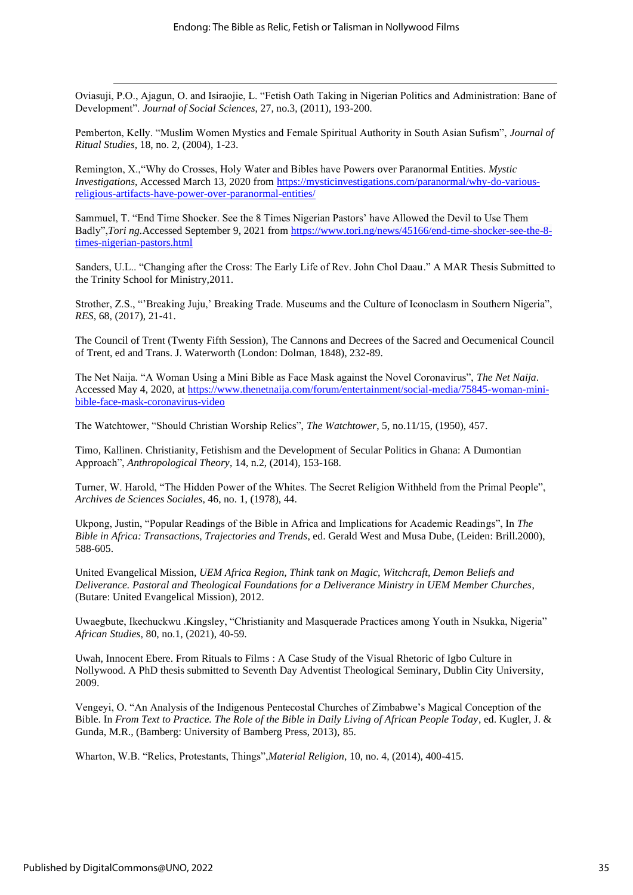Oviasuji, P.O., Ajagun, O. and Isiraojie, L. "Fetish Oath Taking in Nigerian Politics and Administration: Bane of Development". *Journal of Social Sciences*, 27, no.3, (2011), 193-200.

Pemberton, Kelly. "Muslim Women Mystics and Female Spiritual Authority in South Asian Sufism", *Journal of Ritual Studies*, 18, no. 2, (2004), 1-23.

Remington, X.,"Why do Crosses, Holy Water and Bibles have Powers over Paranormal Entities. *Mystic Investigations*, Accessed March 13, 2020 from https://mysticinvestigations.com/paranormal/why-do-various-religious-artifacts-have-power-over-paranormal-entities/

Sammuel, T. "End Time Shocker. See the 8 Times Nigerian Pastors' have Allowed the Devil to Use Them Badly",*Tori ng.*Accessed September 9, 2021 from https://www.tori.ng/news/45166/end-time-shocker-see-the-8-times-nigerian-pastors.html

Sanders, U.L.. "Changing after the Cross: The Early Life of Rev. John Chol Daau." A MAR Thesis Submitted to the Trinity School for Ministry,2011.

Strother, Z.S., "'Breaking Juju,' Breaking Trade. Museums and the Culture of Iconoclasm in Southern Nigeria", *RES*, 68, (2017), 21-41.

The Council of Trent (Twenty Fifth Session), The Cannons and Decrees of the Sacred and Oecumenical Council of Trent, ed and Trans. J. Waterworth (London: Dolman, 1848), 232-89.

The Net Naija. "A Woman Using a Mini Bible as Face Mask against the Novel Coronavirus", *The Net Naija*. Accessed May 4, 2020, at https://www.thenetnaija.com/forum/entertainment/social-media/75845-woman-mini-bible-face-mask-coronavirus-video

The Watchtower, "Should Christian Worship Relics", *The Watchtower*, 5, no.11/15, (1950), 457.

Timo, Kallinen. Christianity, Fetishism and the Development of Secular Politics in Ghana: A Dumontian Approach", *Anthropological Theory*, 14, n.2, (2014), 153-168.

Turner, W. Harold, "The Hidden Power of the Whites. The Secret Religion Withheld from the Primal People", *Archives de Sciences Sociales*, 46, no. 1, (1978), 44.

Ukpong, Justin, "Popular Readings of the Bible in Africa and Implications for Academic Readings", In *The Bible in Africa: Transactions, Trajectories and Trends*, ed. Gerald West and Musa Dube, (Leiden: Brill.2000), 588-605.

United Evangelical Mission, *UEM Africa Region, Think tank on Magic, Witchcraft, Demon Beliefs and Deliverance. Pastoral and Theological Foundations for a Deliverance Ministry in UEM Member Churches*, (Butare: United Evangelical Mission), 2012.

Uwaegbute, Ikechuckwu .Kingsley, "Christianity and Masquerade Practices among Youth in Nsukka, Nigeria" *African Studies*, 80, no.1, (2021), 40-59.

Uwah, Innocent Ebere. From Rituals to Films : A Case Study of the Visual Rhetoric of Igbo Culture in Nollywood. A PhD thesis submitted to Seventh Day Adventist Theological Seminary, Dublin City University, 2009.

Vengeyi, O. "An Analysis of the Indigenous Pentecostal Churches of Zimbabwe's Magical Conception of the Bible. In *From Text to Practice. The Role of the Bible in Daily Living of African People Today*, ed. Kugler, J. & Gunda, M.R., (Bamberg: University of Bamberg Press, 2013), 85.

Wharton, W.B. "Relics, Protestants, Things",*Material Religion*, 10, no. 4, (2014), 400-415.